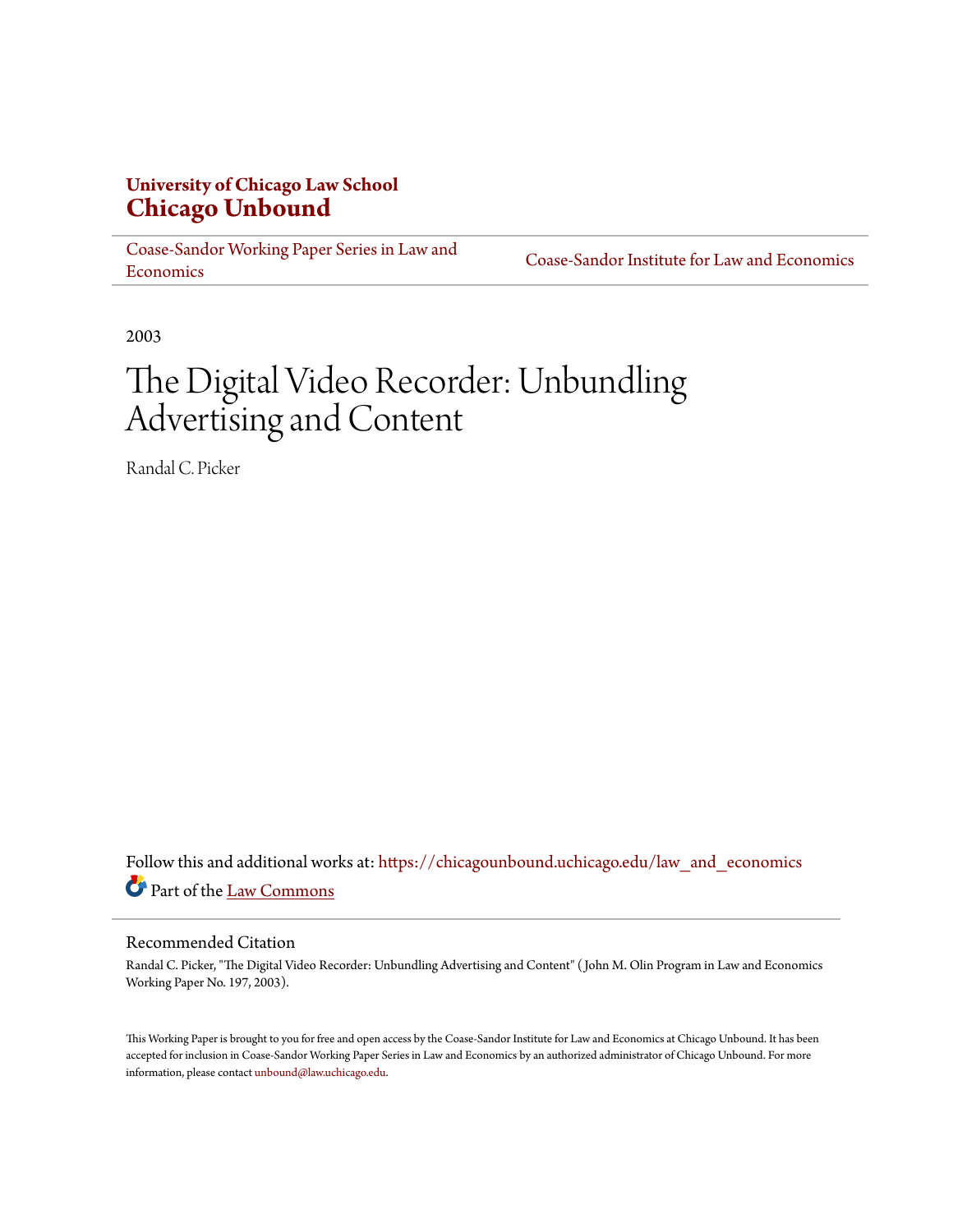**University of Chicago Law School**
**Chicago Unbound**

Coase-Sandor Working Paper Series in Law and Economics | Coase-Sandor Institute for Law and Economics

2003

# The Digital Video Recorder: Unbundling Advertising and Content

Randal C. Picker

Follow this and additional works at: https://chicagounbound.uchicago.edu/law_and_economics

Part of the Law Commons

## Recommended Citation

Randal C. Picker, "The Digital Video Recorder: Unbundling Advertising and Content" ( John M. Olin Program in Law and Economics Working Paper No. 197, 2003).

This Working Paper is brought to you for free and open access by the Coase-Sandor Institute for Law and Economics at Chicago Unbound. It has been accepted for inclusion in Coase-Sandor Working Paper Series in Law and Economics by an authorized administrator of Chicago Unbound. For more information, please contact unbound@law.uchicago.edu.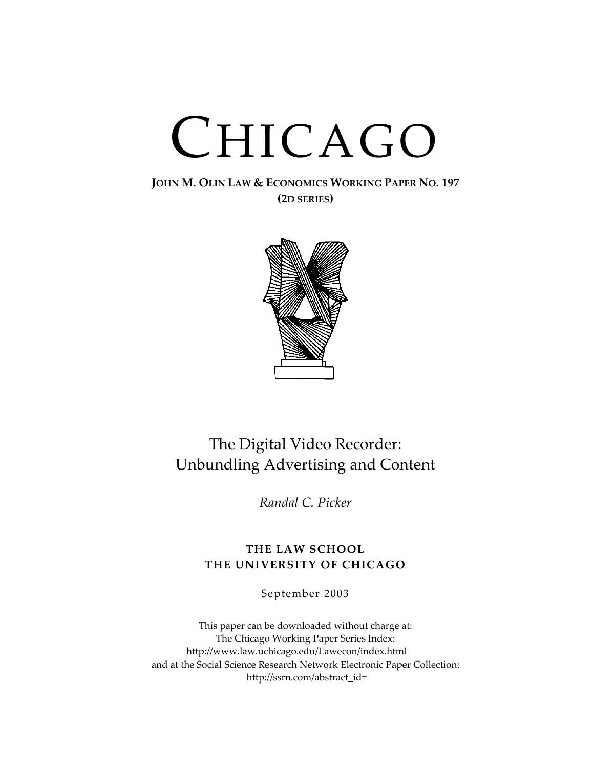# CHICAGO

**JOHN M. OLIN LAW & ECONOMICS WORKING PAPER NO. 197**
**(2D SERIES)**

## The Digital Video Recorder: Unbundling Advertising and Content

*Randal C. Picker*

**THE LAW SCHOOL**
**THE UNIVERSITY OF CHICAGO**

September 2003

This paper can be downloaded without charge at:
The Chicago Working Paper Series Index:
http://www.law.uchicago.edu/Lawecon/index.html
and at the Social Science Research Network Electronic Paper Collection:
http://ssrn.com/abstract_id=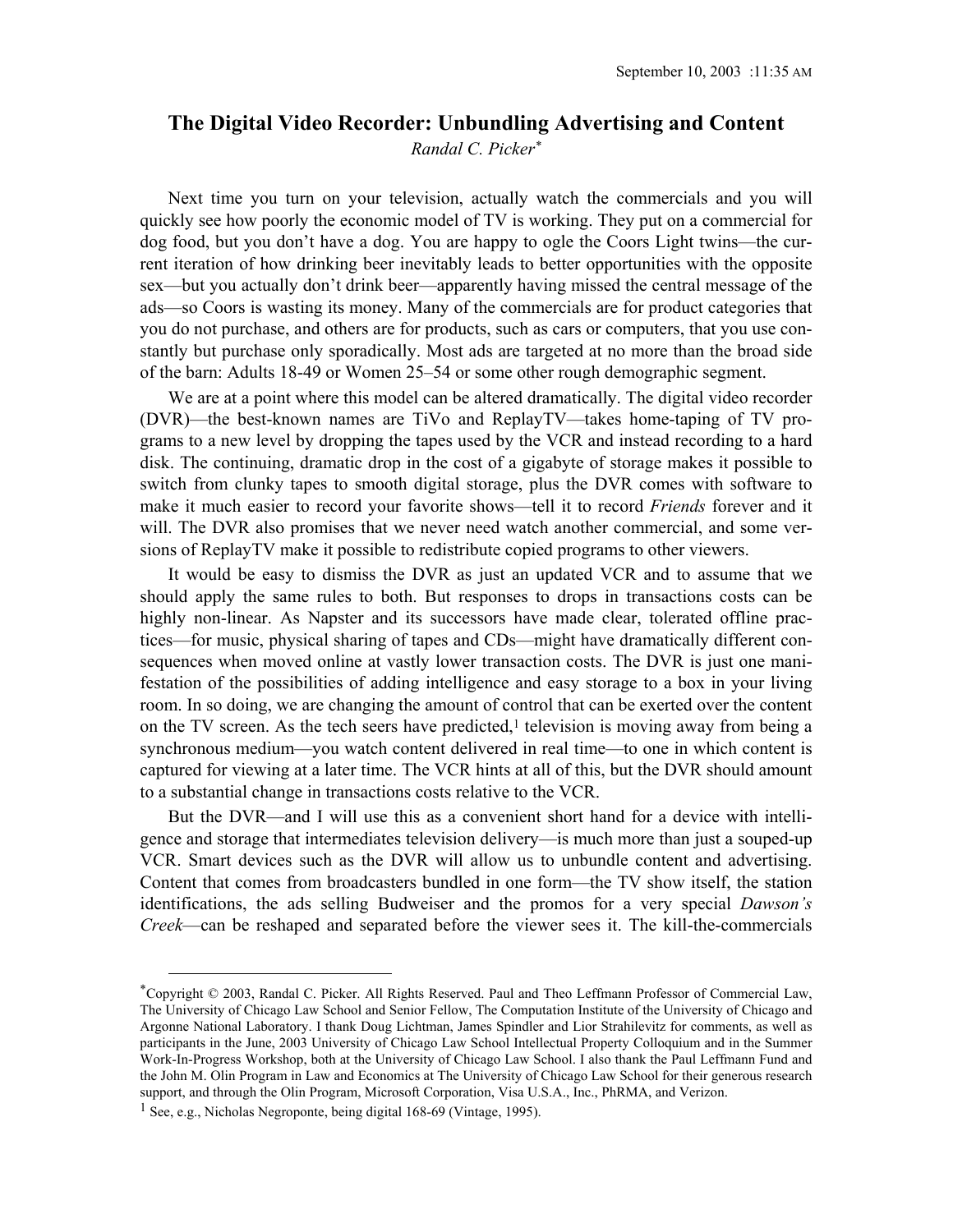# The Digital Video Recorder: Unbundling Advertising and Content

*Randal C. Picker*[*]

Next time you turn on your television, actually watch the commercials and you will quickly see how poorly the economic model of TV is working. They put on a commercial for dog food, but you don't have a dog. You are happy to ogle the Coors Light twins—the current iteration of how drinking beer inevitably leads to better opportunities with the opposite sex—but you actually don't drink beer—apparently having missed the central message of the ads—so Coors is wasting its money. Many of the commercials are for product categories that you do not purchase, and others are for products, such as cars or computers, that you use constantly but purchase only sporadically. Most ads are targeted at no more than the broad side of the barn: Adults 18-49 or Women 25–54 or some other rough demographic segment.

We are at a point where this model can be altered dramatically. The digital video recorder (DVR)—the best-known names are TiVo and ReplayTV—takes home-taping of TV programs to a new level by dropping the tapes used by the VCR and instead recording to a hard disk. The continuing, dramatic drop in the cost of a gigabyte of storage makes it possible to switch from clunky tapes to smooth digital storage, plus the DVR comes with software to make it much easier to record your favorite shows—tell it to record *Friends* forever and it will. The DVR also promises that we never need watch another commercial, and some versions of ReplayTV make it possible to redistribute copied programs to other viewers.

It would be easy to dismiss the DVR as just an updated VCR and to assume that we should apply the same rules to both. But responses to drops in transactions costs can be highly non-linear. As Napster and its successors have made clear, tolerated offline practices—for music, physical sharing of tapes and CDs—might have dramatically different consequences when moved online at vastly lower transaction costs. The DVR is just one manifestation of the possibilities of adding intelligence and easy storage to a box in your living room. In so doing, we are changing the amount of control that can be exerted over the content on the TV screen. As the tech seers have predicted,[1] television is moving away from being a synchronous medium—you watch content delivered in real time—to one in which content is captured for viewing at a later time. The VCR hints at all of this, but the DVR should amount to a substantial change in transactions costs relative to the VCR.

But the DVR—and I will use this as a convenient short hand for a device with intelligence and storage that intermediates television delivery—is much more than just a souped-up VCR. Smart devices such as the DVR will allow us to unbundle content and advertising. Content that comes from broadcasters bundled in one form—the TV show itself, the station identifications, the ads selling Budweiser and the promos for a very special *Dawson's Creek*—can be reshaped and separated before the viewer sees it. The kill-the-commercials

---

[*] Copyright © 2003, Randal C. Picker. All Rights Reserved. Paul and Theo Leffmann Professor of Commercial Law, The University of Chicago Law School and Senior Fellow, The Computation Institute of the University of Chicago and Argonne National Laboratory. I thank Doug Lichtman, James Spindler and Lior Strahilevitz for comments, as well as participants in the June, 2003 University of Chicago Law School Intellectual Property Colloquium and in the Summer Work-In-Progress Workshop, both at the University of Chicago Law School. I also thank the Paul Leffmann Fund and the John M. Olin Program in Law and Economics at The University of Chicago Law School for their generous research support, and through the Olin Program, Microsoft Corporation, Visa U.S.A., Inc., PhRMA, and Verizon.

[1] See, e.g., Nicholas Negroponte, being digital 168-69 (Vintage, 1995).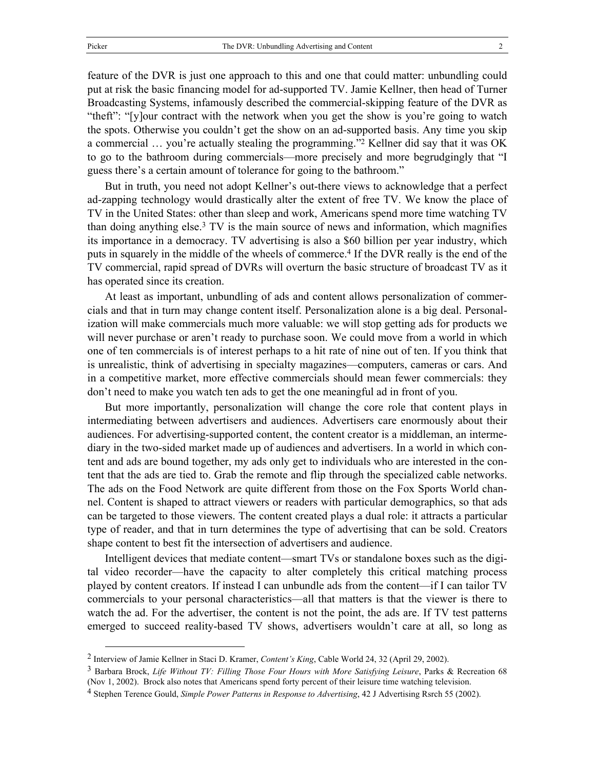feature of the DVR is just one approach to this and one that could matter: unbundling could put at risk the basic financing model for ad-supported TV. Jamie Kellner, then head of Turner Broadcasting Systems, infamously described the commercial-skipping feature of the DVR as "theft": "[y]our contract with the network when you get the show is you're going to watch the spots. Otherwise you couldn't get the show on an ad-supported basis. Any time you skip a commercial … you're actually stealing the programming."[2] Kellner did say that it was OK to go to the bathroom during commercials—more precisely and more begrudgingly that "I guess there's a certain amount of tolerance for going to the bathroom."

But in truth, you need not adopt Kellner's out-there views to acknowledge that a perfect ad-zapping technology would drastically alter the extent of free TV. We know the place of TV in the United States: other than sleep and work, Americans spend more time watching TV than doing anything else.[3] TV is the main source of news and information, which magnifies its importance in a democracy. TV advertising is also a $60 billion per year industry, which puts in squarely in the middle of the wheels of commerce.[4] If the DVR really is the end of the TV commercial, rapid spread of DVRs will overturn the basic structure of broadcast TV as it has operated since its creation.

At least as important, unbundling of ads and content allows personalization of commercials and that in turn may change content itself. Personalization alone is a big deal. Personalization will make commercials much more valuable: we will stop getting ads for products we will never purchase or aren't ready to purchase soon. We could move from a world in which one of ten commercials is of interest perhaps to a hit rate of nine out of ten. If you think that is unrealistic, think of advertising in specialty magazines—computers, cameras or cars. And in a competitive market, more effective commercials should mean fewer commercials: they don't need to make you watch ten ads to get the one meaningful ad in front of you.

But more importantly, personalization will change the core role that content plays in intermediating between advertisers and audiences. Advertisers care enormously about their audiences. For advertising-supported content, the content creator is a middleman, an intermediary in the two-sided market made up of audiences and advertisers. In a world in which content and ads are bound together, my ads only get to individuals who are interested in the content that the ads are tied to. Grab the remote and flip through the specialized cable networks. The ads on the Food Network are quite different from those on the Fox Sports World channel. Content is shaped to attract viewers or readers with particular demographics, so that ads can be targeted to those viewers. The content created plays a dual role: it attracts a particular type of reader, and that in turn determines the type of advertising that can be sold. Creators shape content to best fit the intersection of advertisers and audience.

Intelligent devices that mediate content—smart TVs or standalone boxes such as the digital video recorder—have the capacity to alter completely this critical matching process played by content creators. If instead I can unbundle ads from the content—if I can tailor TV commercials to your personal characteristics—all that matters is that the viewer is there to watch the ad. For the advertiser, the content is not the point, the ads are. If TV test patterns emerged to succeed reality-based TV shows, advertisers wouldn't care at all, so long as

---

[2] Interview of Jamie Kellner in Staci D. Kramer, *Content's King*, Cable World 24, 32 (April 29, 2002).

[3] Barbara Brock, *Life Without TV: Filling Those Four Hours with More Satisfying Leisure*, Parks & Recreation 68 (Nov 1, 2002). Brock also notes that Americans spend forty percent of their leisure time watching television.

[4] Stephen Terence Gould, *Simple Power Patterns in Response to Advertising*, 42 J Advertising Rsrch 55 (2002).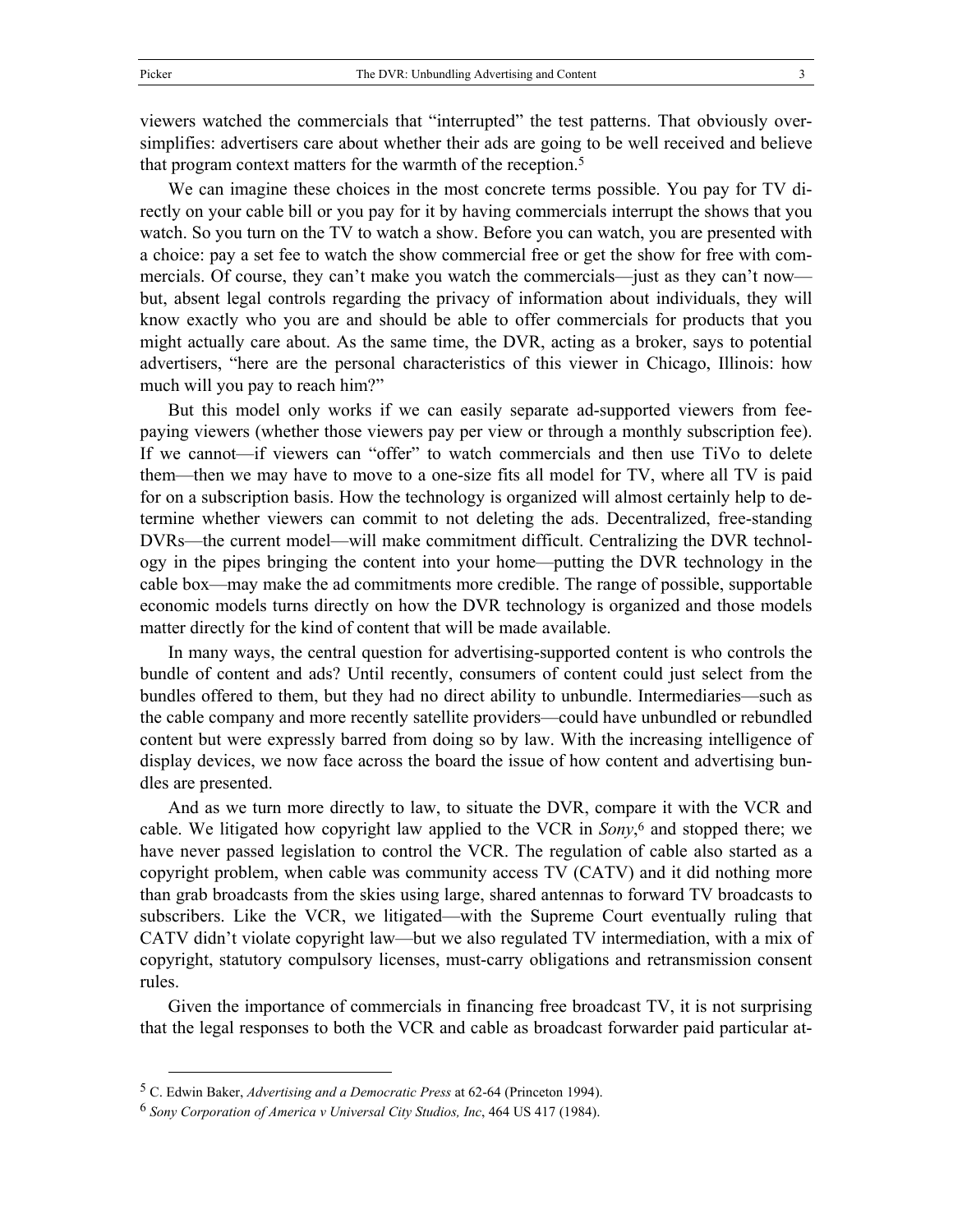viewers watched the commercials that "interrupted" the test patterns. That obviously oversimplifies: advertisers care about whether their ads are going to be well received and believe that program context matters for the warmth of the reception.[5]

We can imagine these choices in the most concrete terms possible. You pay for TV directly on your cable bill or you pay for it by having commercials interrupt the shows that you watch. So you turn on the TV to watch a show. Before you can watch, you are presented with a choice: pay a set fee to watch the show commercial free or get the show for free with commercials. Of course, they can't make you watch the commercials—just as they can't now—but, absent legal controls regarding the privacy of information about individuals, they will know exactly who you are and should be able to offer commercials for products that you might actually care about. As the same time, the DVR, acting as a broker, says to potential advertisers, "here are the personal characteristics of this viewer in Chicago, Illinois: how much will you pay to reach him?"

But this model only works if we can easily separate ad-supported viewers from fee-paying viewers (whether those viewers pay per view or through a monthly subscription fee). If we cannot—if viewers can "offer" to watch commercials and then use TiVo to delete them—then we may have to move to a one-size fits all model for TV, where all TV is paid for on a subscription basis. How the technology is organized will almost certainly help to determine whether viewers can commit to not deleting the ads. Decentralized, free-standing DVRs—the current model—will make commitment difficult. Centralizing the DVR technology in the pipes bringing the content into your home—putting the DVR technology in the cable box—may make the ad commitments more credible. The range of possible, supportable economic models turns directly on how the DVR technology is organized and those models matter directly for the kind of content that will be made available.

In many ways, the central question for advertising-supported content is who controls the bundle of content and ads? Until recently, consumers of content could just select from the bundles offered to them, but they had no direct ability to unbundle. Intermediaries—such as the cable company and more recently satellite providers—could have unbundled or rebundled content but were expressly barred from doing so by law. With the increasing intelligence of display devices, we now face across the board the issue of how content and advertising bundles are presented.

And as we turn more directly to law, to situate the DVR, compare it with the VCR and cable. We litigated how copyright law applied to the VCR in *Sony*,[6] and stopped there; we have never passed legislation to control the VCR. The regulation of cable also started as a copyright problem, when cable was community access TV (CATV) and it did nothing more than grab broadcasts from the skies using large, shared antennas to forward TV broadcasts to subscribers. Like the VCR, we litigated—with the Supreme Court eventually ruling that CATV didn't violate copyright law—but we also regulated TV intermediation, with a mix of copyright, statutory compulsory licenses, must-carry obligations and retransmission consent rules.

Given the importance of commercials in financing free broadcast TV, it is not surprising that the legal responses to both the VCR and cable as broadcast forwarder paid particular at-

---

[5] C. Edwin Baker, *Advertising and a Democratic Press* at 62-64 (Princeton 1994).

[6] *Sony Corporation of America v Universal City Studios, Inc*, 464 US 417 (1984).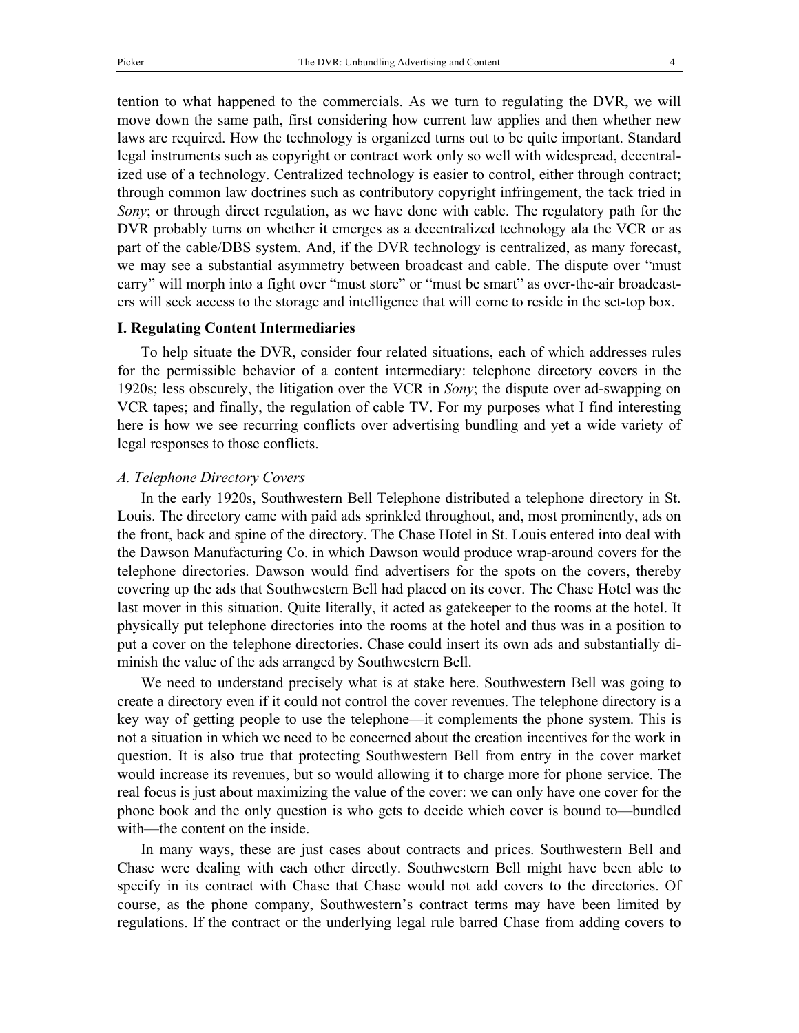tention to what happened to the commercials. As we turn to regulating the DVR, we will move down the same path, first considering how current law applies and then whether new laws are required. How the technology is organized turns out to be quite important. Standard legal instruments such as copyright or contract work only so well with widespread, decentralized use of a technology. Centralized technology is easier to control, either through contract; through common law doctrines such as contributory copyright infringement, the tack tried in *Sony*; or through direct regulation, as we have done with cable. The regulatory path for the DVR probably turns on whether it emerges as a decentralized technology ala the VCR or as part of the cable/DBS system. And, if the DVR technology is centralized, as many forecast, we may see a substantial asymmetry between broadcast and cable. The dispute over "must carry" will morph into a fight over "must store" or "must be smart" as over-the-air broadcasters will seek access to the storage and intelligence that will come to reside in the set-top box.

## I. Regulating Content Intermediaries

To help situate the DVR, consider four related situations, each of which addresses rules for the permissible behavior of a content intermediary: telephone directory covers in the 1920s; less obscurely, the litigation over the VCR in *Sony*; the dispute over ad-swapping on VCR tapes; and finally, the regulation of cable TV. For my purposes what I find interesting here is how we see recurring conflicts over advertising bundling and yet a wide variety of legal responses to those conflicts.

### *A. Telephone Directory Covers*

In the early 1920s, Southwestern Bell Telephone distributed a telephone directory in St. Louis. The directory came with paid ads sprinkled throughout, and, most prominently, ads on the front, back and spine of the directory. The Chase Hotel in St. Louis entered into deal with the Dawson Manufacturing Co. in which Dawson would produce wrap-around covers for the telephone directories. Dawson would find advertisers for the spots on the covers, thereby covering up the ads that Southwestern Bell had placed on its cover. The Chase Hotel was the last mover in this situation. Quite literally, it acted as gatekeeper to the rooms at the hotel. It physically put telephone directories into the rooms at the hotel and thus was in a position to put a cover on the telephone directories. Chase could insert its own ads and substantially diminish the value of the ads arranged by Southwestern Bell.

We need to understand precisely what is at stake here. Southwestern Bell was going to create a directory even if it could not control the cover revenues. The telephone directory is a key way of getting people to use the telephone—it complements the phone system. This is not a situation in which we need to be concerned about the creation incentives for the work in question. It is also true that protecting Southwestern Bell from entry in the cover market would increase its revenues, but so would allowing it to charge more for phone service. The real focus is just about maximizing the value of the cover: we can only have one cover for the phone book and the only question is who gets to decide which cover is bound to—bundled with—the content on the inside.

In many ways, these are just cases about contracts and prices. Southwestern Bell and Chase were dealing with each other directly. Southwestern Bell might have been able to specify in its contract with Chase that Chase would not add covers to the directories. Of course, as the phone company, Southwestern's contract terms may have been limited by regulations. If the contract or the underlying legal rule barred Chase from adding covers to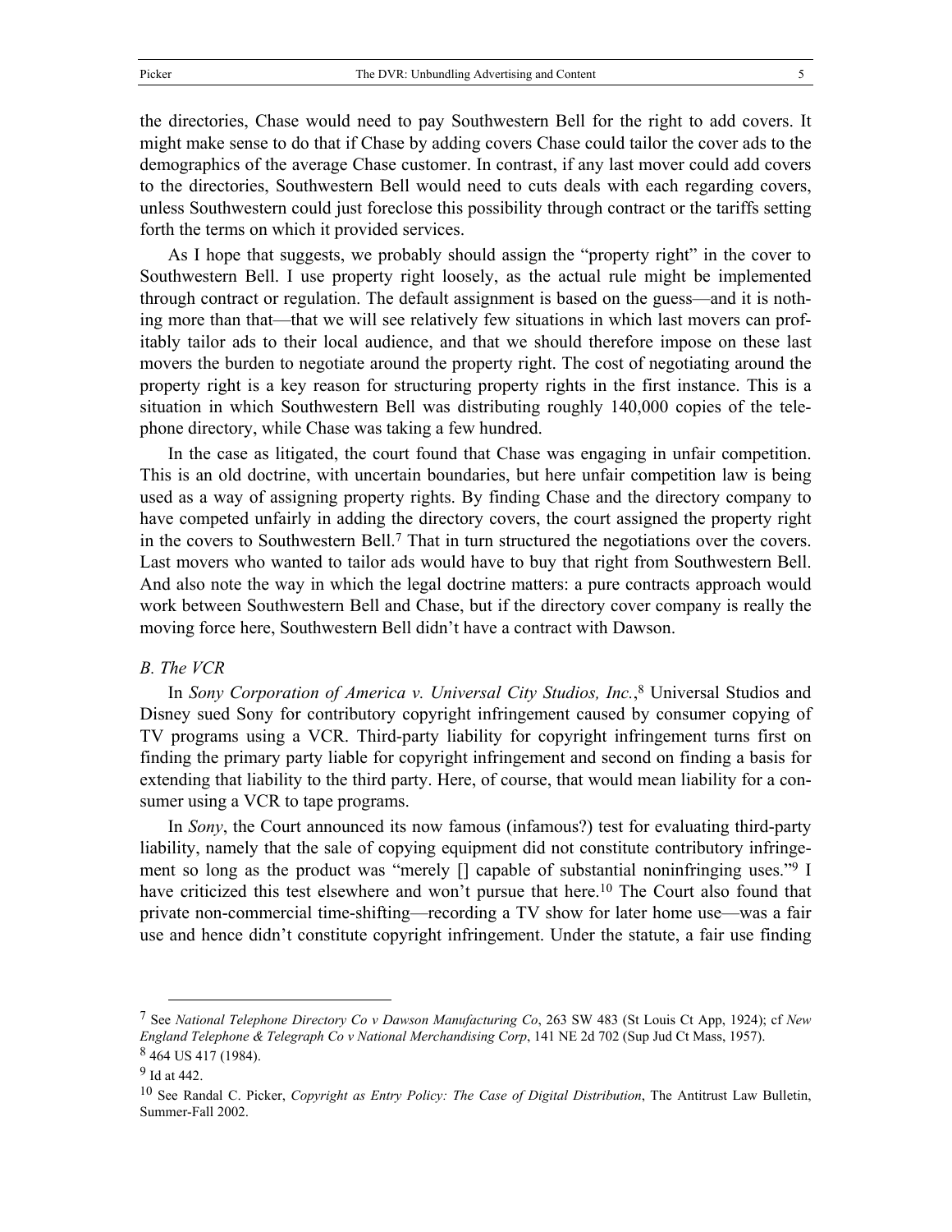the directories, Chase would need to pay Southwestern Bell for the right to add covers. It might make sense to do that if Chase by adding covers Chase could tailor the cover ads to the demographics of the average Chase customer. In contrast, if any last mover could add covers to the directories, Southwestern Bell would need to cuts deals with each regarding covers, unless Southwestern could just foreclose this possibility through contract or the tariffs setting forth the terms on which it provided services.

As I hope that suggests, we probably should assign the "property right" in the cover to Southwestern Bell. I use property right loosely, as the actual rule might be implemented through contract or regulation. The default assignment is based on the guess—and it is nothing more than that—that we will see relatively few situations in which last movers can profitably tailor ads to their local audience, and that we should therefore impose on these last movers the burden to negotiate around the property right. The cost of negotiating around the property right is a key reason for structuring property rights in the first instance. This is a situation in which Southwestern Bell was distributing roughly 140,000 copies of the telephone directory, while Chase was taking a few hundred.

In the case as litigated, the court found that Chase was engaging in unfair competition. This is an old doctrine, with uncertain boundaries, but here unfair competition law is being used as a way of assigning property rights. By finding Chase and the directory company to have competed unfairly in adding the directory covers, the court assigned the property right in the covers to Southwestern Bell.[7] That in turn structured the negotiations over the covers. Last movers who wanted to tailor ads would have to buy that right from Southwestern Bell. And also note the way in which the legal doctrine matters: a pure contracts approach would work between Southwestern Bell and Chase, but if the directory cover company is really the moving force here, Southwestern Bell didn't have a contract with Dawson.

*B. The VCR*

In *Sony Corporation of America v. Universal City Studios, Inc.*,[8] Universal Studios and Disney sued Sony for contributory copyright infringement caused by consumer copying of TV programs using a VCR. Third-party liability for copyright infringement turns first on finding the primary party liable for copyright infringement and second on finding a basis for extending that liability to the third party. Here, of course, that would mean liability for a consumer using a VCR to tape programs.

In *Sony*, the Court announced its now famous (infamous?) test for evaluating third-party liability, namely that the sale of copying equipment did not constitute contributory infringement so long as the product was "merely [] capable of substantial noninfringing uses."[9] I have criticized this test elsewhere and won't pursue that here.[10] The Court also found that private non-commercial time-shifting—recording a TV show for later home use—was a fair use and hence didn't constitute copyright infringement. Under the statute, a fair use finding

---

[7] See *National Telephone Directory Co v Dawson Manufacturing Co*, 263 SW 483 (St Louis Ct App, 1924); cf *New England Telephone & Telegraph Co v National Merchandising Corp*, 141 NE 2d 702 (Sup Jud Ct Mass, 1957).

[8] 464 US 417 (1984).

[9] Id at 442.

[10] See Randal C. Picker, *Copyright as Entry Policy: The Case of Digital Distribution*, The Antitrust Law Bulletin, Summer-Fall 2002.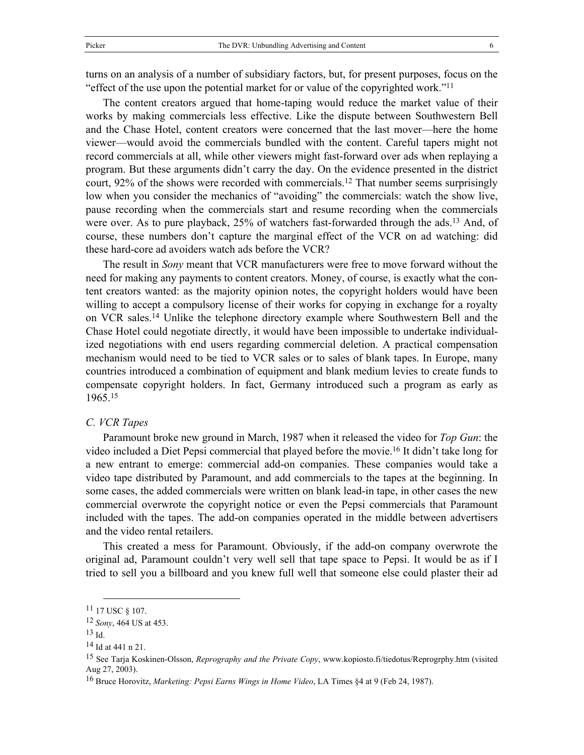turns on an analysis of a number of subsidiary factors, but, for present purposes, focus on the "effect of the use upon the potential market for or value of the copyrighted work."[11]

The content creators argued that home-taping would reduce the market value of their works by making commercials less effective. Like the dispute between Southwestern Bell and the Chase Hotel, content creators were concerned that the last mover—here the home viewer—would avoid the commercials bundled with the content. Careful tapers might not record commercials at all, while other viewers might fast-forward over ads when replaying a program. But these arguments didn't carry the day. On the evidence presented in the district court, 92% of the shows were recorded with commercials.[12] That number seems surprisingly low when you consider the mechanics of "avoiding" the commercials: watch the show live, pause recording when the commercials start and resume recording when the commercials were over. As to pure playback, 25% of watchers fast-forwarded through the ads.[13] And, of course, these numbers don't capture the marginal effect of the VCR on ad watching: did these hard-core ad avoiders watch ads before the VCR?

The result in *Sony* meant that VCR manufacturers were free to move forward without the need for making any payments to content creators. Money, of course, is exactly what the content creators wanted: as the majority opinion notes, the copyright holders would have been willing to accept a compulsory license of their works for copying in exchange for a royalty on VCR sales.[14] Unlike the telephone directory example where Southwestern Bell and the Chase Hotel could negotiate directly, it would have been impossible to undertake individualized negotiations with end users regarding commercial deletion. A practical compensation mechanism would need to be tied to VCR sales or to sales of blank tapes. In Europe, many countries introduced a combination of equipment and blank medium levies to create funds to compensate copyright holders. In fact, Germany introduced such a program as early as 1965.[15]

*C. VCR Tapes*

Paramount broke new ground in March, 1987 when it released the video for *Top Gun*: the video included a Diet Pepsi commercial that played before the movie.[16] It didn't take long for a new entrant to emerge: commercial add-on companies. These companies would take a video tape distributed by Paramount, and add commercials to the tapes at the beginning. In some cases, the added commercials were written on blank lead-in tape, in other cases the new commercial overwrote the copyright notice or even the Pepsi commercials that Paramount included with the tapes. The add-on companies operated in the middle between advertisers and the video rental retailers.

This created a mess for Paramount. Obviously, if the add-on company overwrote the original ad, Paramount couldn't very well sell that tape space to Pepsi. It would be as if I tried to sell you a billboard and you knew full well that someone else could plaster their ad

---

[11] 17 USC § 107.

[12] *Sony*, 464 US at 453.

[13] Id.

[14] Id at 441 n 21.

[15] See Tarja Koskinen-Olsson, *Reprography and the Private Copy*, www.kopiosto.fi/tiedotus/Reprogrphy.htm (visited Aug 27, 2003).

[16] Bruce Horovitz, *Marketing: Pepsi Earns Wings in Home Video*, LA Times §4 at 9 (Feb 24, 1987).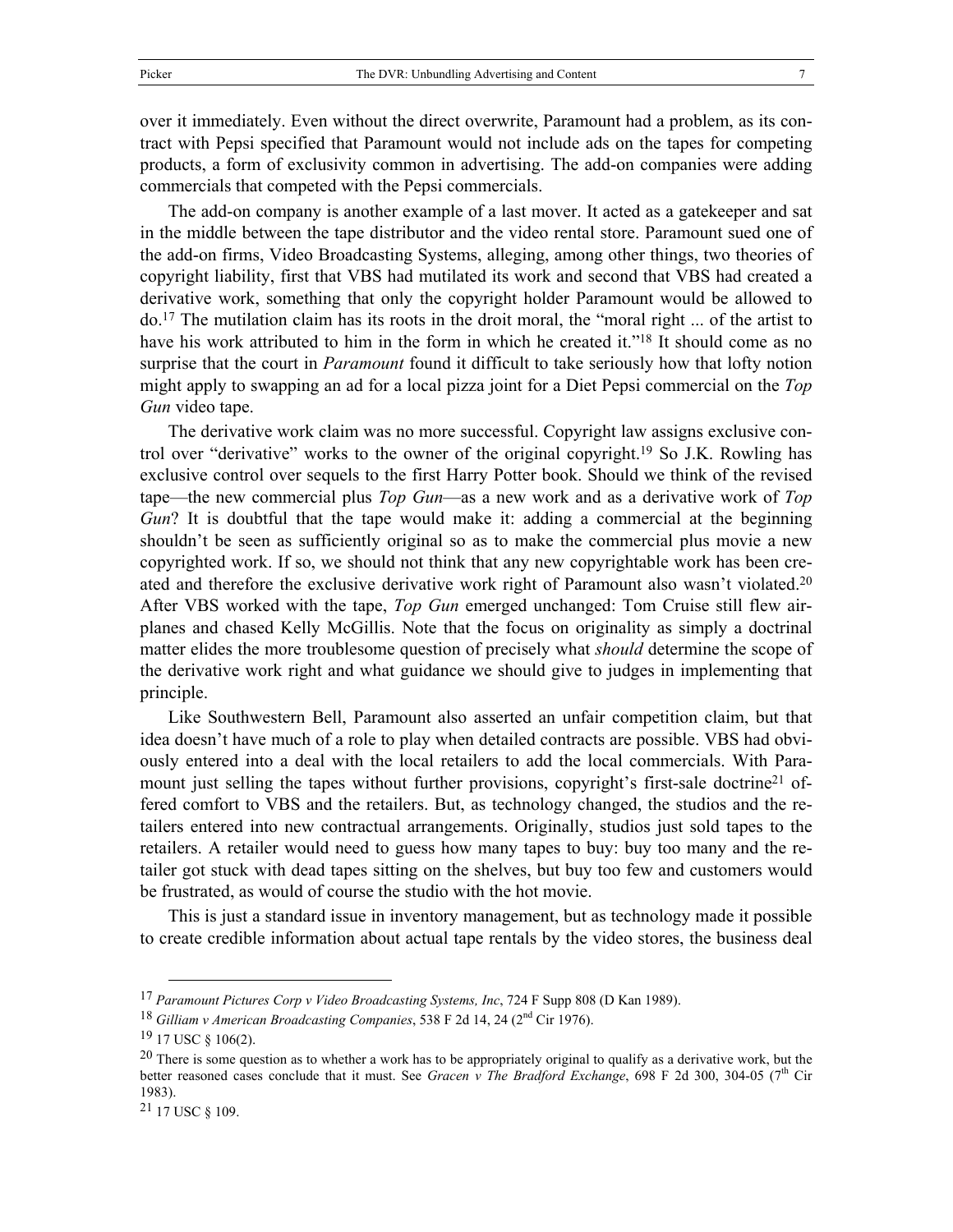over it immediately. Even without the direct overwrite, Paramount had a problem, as its contract with Pepsi specified that Paramount would not include ads on the tapes for competing products, a form of exclusivity common in advertising. The add-on companies were adding commercials that competed with the Pepsi commercials.

The add-on company is another example of a last mover. It acted as a gatekeeper and sat in the middle between the tape distributor and the video rental store. Paramount sued one of the add-on firms, Video Broadcasting Systems, alleging, among other things, two theories of copyright liability, first that VBS had mutilated its work and second that VBS had created a derivative work, something that only the copyright holder Paramount would be allowed to do.[17] The mutilation claim has its roots in the droit moral, the "moral right ... of the artist to have his work attributed to him in the form in which he created it."[18] It should come as no surprise that the court in *Paramount* found it difficult to take seriously how that lofty notion might apply to swapping an ad for a local pizza joint for a Diet Pepsi commercial on the *Top Gun* video tape.

The derivative work claim was no more successful. Copyright law assigns exclusive control over "derivative" works to the owner of the original copyright.[19] So J.K. Rowling has exclusive control over sequels to the first Harry Potter book. Should we think of the revised tape—the new commercial plus *Top Gun*—as a new work and as a derivative work of *Top Gun*? It is doubtful that the tape would make it: adding a commercial at the beginning shouldn't be seen as sufficiently original so as to make the commercial plus movie a new copyrighted work. If so, we should not think that any new copyrightable work has been created and therefore the exclusive derivative work right of Paramount also wasn't violated.[20] After VBS worked with the tape, *Top Gun* emerged unchanged: Tom Cruise still flew airplanes and chased Kelly McGillis. Note that the focus on originality as simply a doctrinal matter elides the more troublesome question of precisely what *should* determine the scope of the derivative work right and what guidance we should give to judges in implementing that principle.

Like Southwestern Bell, Paramount also asserted an unfair competition claim, but that idea doesn't have much of a role to play when detailed contracts are possible. VBS had obviously entered into a deal with the local retailers to add the local commercials. With Paramount just selling the tapes without further provisions, copyright's first-sale doctrine[21] offered comfort to VBS and the retailers. But, as technology changed, the studios and the retailers entered into new contractual arrangements. Originally, studios just sold tapes to the retailers. A retailer would need to guess how many tapes to buy: buy too many and the retailer got stuck with dead tapes sitting on the shelves, but buy too few and customers would be frustrated, as would of course the studio with the hot movie.

This is just a standard issue in inventory management, but as technology made it possible to create credible information about actual tape rentals by the video stores, the business deal

---

[17] *Paramount Pictures Corp v Video Broadcasting Systems, Inc*, 724 F Supp 808 (D Kan 1989).

[18] *Gilliam v American Broadcasting Companies*, 538 F 2d 14, 24 (2nd Cir 1976).

[19] 17 USC § 106(2).

[20] There is some question as to whether a work has to be appropriately original to qualify as a derivative work, but the better reasoned cases conclude that it must. See *Gracen v The Bradford Exchange*, 698 F 2d 300, 304-05 (7th Cir 1983).

[21] 17 USC § 109.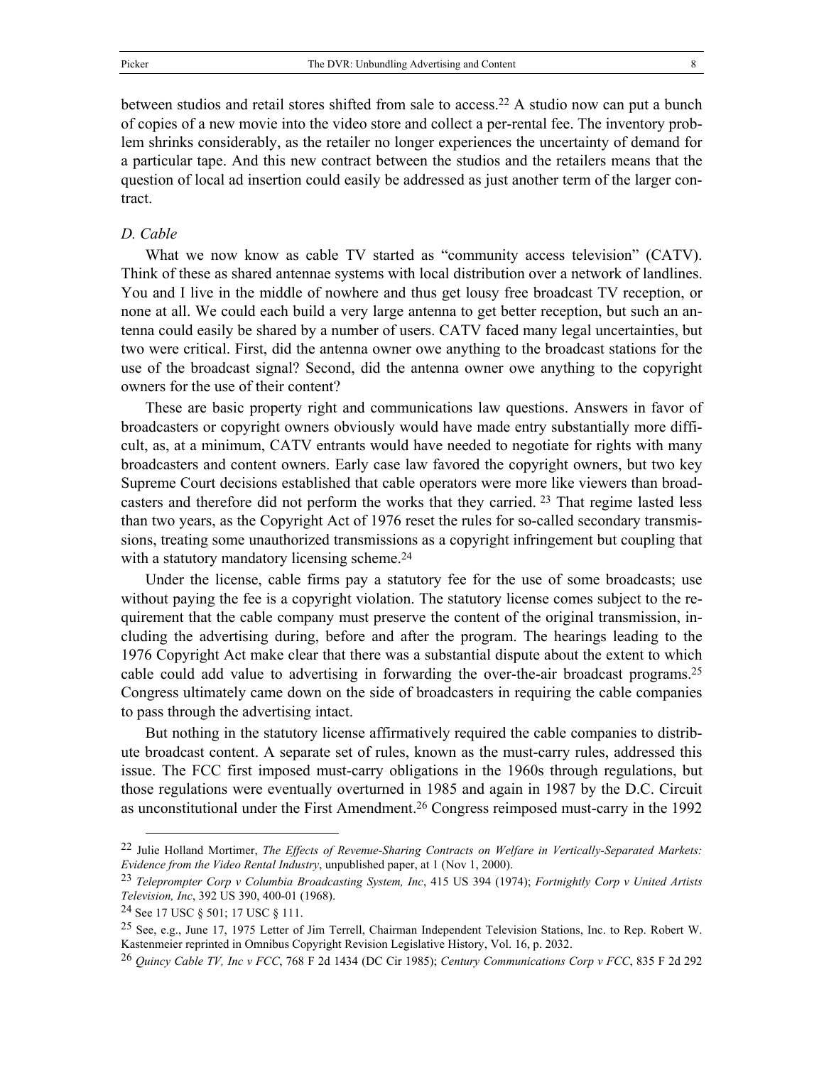between studios and retail stores shifted from sale to access.[22] A studio now can put a bunch of copies of a new movie into the video store and collect a per-rental fee. The inventory problem shrinks considerably, as the retailer no longer experiences the uncertainty of demand for a particular tape. And this new contract between the studios and the retailers means that the question of local ad insertion could easily be addressed as just another term of the larger contract.

### *D. Cable*

What we now know as cable TV started as "community access television" (CATV). Think of these as shared antennae systems with local distribution over a network of landlines. You and I live in the middle of nowhere and thus get lousy free broadcast TV reception, or none at all. We could each build a very large antenna to get better reception, but such an antenna could easily be shared by a number of users. CATV faced many legal uncertainties, but two were critical. First, did the antenna owner owe anything to the broadcast stations for the use of the broadcast signal? Second, did the antenna owner owe anything to the copyright owners for the use of their content?

These are basic property right and communications law questions. Answers in favor of broadcasters or copyright owners obviously would have made entry substantially more difficult, as, at a minimum, CATV entrants would have needed to negotiate for rights with many broadcasters and content owners. Early case law favored the copyright owners, but two key Supreme Court decisions established that cable operators were more like viewers than broadcasters and therefore did not perform the works that they carried. [23] That regime lasted less than two years, as the Copyright Act of 1976 reset the rules for so-called secondary transmissions, treating some unauthorized transmissions as a copyright infringement but coupling that with a statutory mandatory licensing scheme.[24]

Under the license, cable firms pay a statutory fee for the use of some broadcasts; use without paying the fee is a copyright violation. The statutory license comes subject to the requirement that the cable company must preserve the content of the original transmission, including the advertising during, before and after the program. The hearings leading to the 1976 Copyright Act make clear that there was a substantial dispute about the extent to which cable could add value to advertising in forwarding the over-the-air broadcast programs.[25] Congress ultimately came down on the side of broadcasters in requiring the cable companies to pass through the advertising intact.

But nothing in the statutory license affirmatively required the cable companies to distribute broadcast content. A separate set of rules, known as the must-carry rules, addressed this issue. The FCC first imposed must-carry obligations in the 1960s through regulations, but those regulations were eventually overturned in 1985 and again in 1987 by the D.C. Circuit as unconstitutional under the First Amendment.[26] Congress reimposed must-carry in the 1992

---

[22] Julie Holland Mortimer, *The Effects of Revenue-Sharing Contracts on Welfare in Vertically-Separated Markets: Evidence from the Video Rental Industry*, unpublished paper, at 1 (Nov 1, 2000).

[23] *Teleprompter Corp v Columbia Broadcasting System, Inc*, 415 US 394 (1974); *Fortnightly Corp v United Artists Television, Inc*, 392 US 390, 400-01 (1968).

[24] See 17 USC § 501; 17 USC § 111.

[25] See, e.g., June 17, 1975 Letter of Jim Terrell, Chairman Independent Television Stations, Inc. to Rep. Robert W. Kastenmeier reprinted in Omnibus Copyright Revision Legislative History, Vol. 16, p. 2032.

[26] *Quincy Cable TV, Inc v FCC*, 768 F 2d 1434 (DC Cir 1985); *Century Communications Corp v FCC*, 835 F 2d 292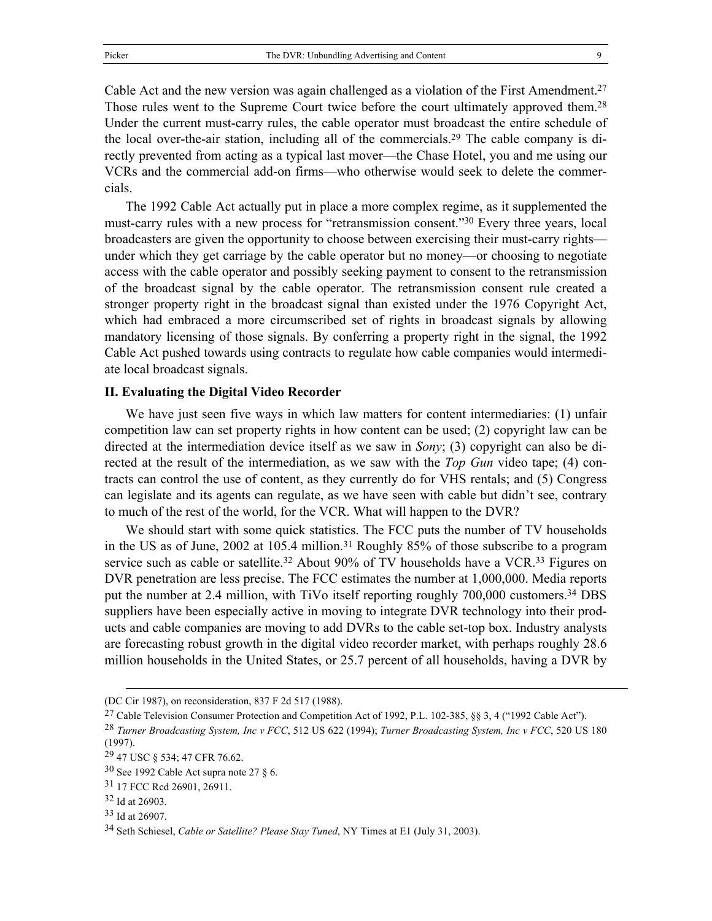Cable Act and the new version was again challenged as a violation of the First Amendment.[27] Those rules went to the Supreme Court twice before the court ultimately approved them.[28] Under the current must-carry rules, the cable operator must broadcast the entire schedule of the local over-the-air station, including all of the commercials.[29] The cable company is directly prevented from acting as a typical last mover—the Chase Hotel, you and me using our VCRs and the commercial add-on firms—who otherwise would seek to delete the commercials.

The 1992 Cable Act actually put in place a more complex regime, as it supplemented the must-carry rules with a new process for "retransmission consent."[30] Every three years, local broadcasters are given the opportunity to choose between exercising their must-carry rights—under which they get carriage by the cable operator but no money—or choosing to negotiate access with the cable operator and possibly seeking payment to consent to the retransmission of the broadcast signal by the cable operator. The retransmission consent rule created a stronger property right in the broadcast signal than existed under the 1976 Copyright Act, which had embraced a more circumscribed set of rights in broadcast signals by allowing mandatory licensing of those signals. By conferring a property right in the signal, the 1992 Cable Act pushed towards using contracts to regulate how cable companies would intermediate local broadcast signals.

## II. Evaluating the Digital Video Recorder

We have just seen five ways in which law matters for content intermediaries: (1) unfair competition law can set property rights in how content can be used; (2) copyright law can be directed at the intermediation device itself as we saw in *Sony*; (3) copyright can also be directed at the result of the intermediation, as we saw with the *Top Gun* video tape; (4) contracts can control the use of content, as they currently do for VHS rentals; and (5) Congress can legislate and its agents can regulate, as we have seen with cable but didn't see, contrary to much of the rest of the world, for the VCR. What will happen to the DVR?

We should start with some quick statistics. The FCC puts the number of TV households in the US as of June, 2002 at 105.4 million.[31] Roughly 85% of those subscribe to a program service such as cable or satellite.[32] About 90% of TV households have a VCR.[33] Figures on DVR penetration are less precise. The FCC estimates the number at 1,000,000. Media reports put the number at 2.4 million, with TiVo itself reporting roughly 700,000 customers.[34] DBS suppliers have been especially active in moving to integrate DVR technology into their products and cable companies are moving to add DVRs to the cable set-top box. Industry analysts are forecasting robust growth in the digital video recorder market, with perhaps roughly 28.6 million households in the United States, or 25.7 percent of all households, having a DVR by

---

(DC Cir 1987), on reconsideration, 837 F 2d 517 (1988).

[27] Cable Television Consumer Protection and Competition Act of 1992, P.L. 102-385, §§ 3, 4 ("1992 Cable Act").

[28] *Turner Broadcasting System, Inc v FCC*, 512 US 622 (1994); *Turner Broadcasting System, Inc v FCC*, 520 US 180 (1997).

[29] 47 USC § 534; 47 CFR 76.62.

[30] See 1992 Cable Act supra note 27 § 6.

[31] 17 FCC Rcd 26901, 26911.

[32] Id at 26903.

[33] Id at 26907.

[34] Seth Schiesel, *Cable or Satellite? Please Stay Tuned*, NY Times at E1 (July 31, 2003).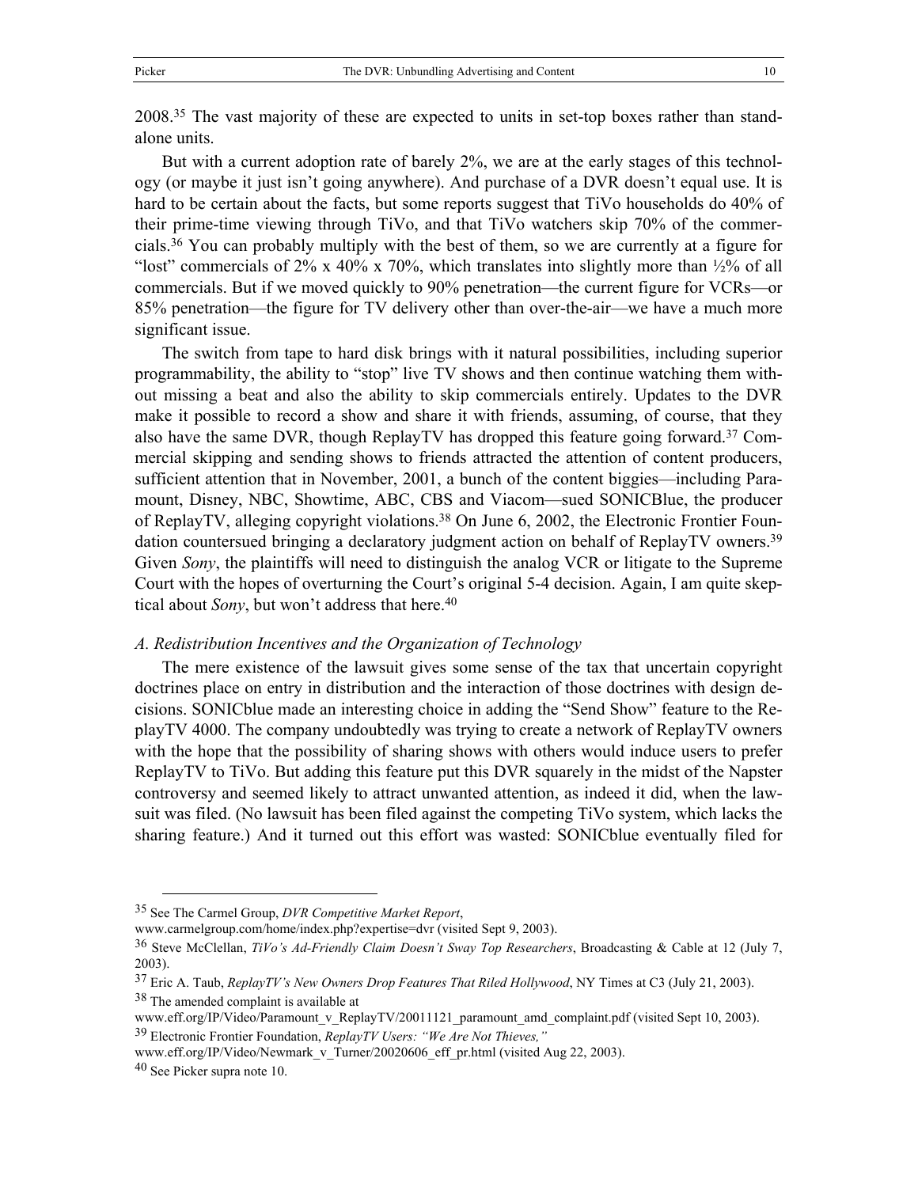2008.[35] The vast majority of these are expected to units in set-top boxes rather than stand-alone units.

But with a current adoption rate of barely 2%, we are at the early stages of this technology (or maybe it just isn't going anywhere). And purchase of a DVR doesn't equal use. It is hard to be certain about the facts, but some reports suggest that TiVo households do 40% of their prime-time viewing through TiVo, and that TiVo watchers skip 70% of the commercials.[36] You can probably multiply with the best of them, so we are currently at a figure for "lost" commercials of 2% x 40% x 70%, which translates into slightly more than ½% of all commercials. But if we moved quickly to 90% penetration—the current figure for VCRs—or 85% penetration—the figure for TV delivery other than over-the-air—we have a much more significant issue.

The switch from tape to hard disk brings with it natural possibilities, including superior programmability, the ability to "stop" live TV shows and then continue watching them without missing a beat and also the ability to skip commercials entirely. Updates to the DVR make it possible to record a show and share it with friends, assuming, of course, that they also have the same DVR, though ReplayTV has dropped this feature going forward.[37] Commercial skipping and sending shows to friends attracted the attention of content producers, sufficient attention that in November, 2001, a bunch of the content biggies—including Paramount, Disney, NBC, Showtime, ABC, CBS and Viacom—sued SONICBlue, the producer of ReplayTV, alleging copyright violations.[38] On June 6, 2002, the Electronic Frontier Foundation countersued bringing a declaratory judgment action on behalf of ReplayTV owners.[39] Given *Sony*, the plaintiffs will need to distinguish the analog VCR or litigate to the Supreme Court with the hopes of overturning the Court's original 5-4 decision. Again, I am quite skeptical about *Sony*, but won't address that here.[40]

### *A. Redistribution Incentives and the Organization of Technology*

The mere existence of the lawsuit gives some sense of the tax that uncertain copyright doctrines place on entry in distribution and the interaction of those doctrines with design decisions. SONICblue made an interesting choice in adding the "Send Show" feature to the ReplayTV 4000. The company undoubtedly was trying to create a network of ReplayTV owners with the hope that the possibility of sharing shows with others would induce users to prefer ReplayTV to TiVo. But adding this feature put this DVR squarely in the midst of the Napster controversy and seemed likely to attract unwanted attention, as indeed it did, when the lawsuit was filed. (No lawsuit has been filed against the competing TiVo system, which lacks the sharing feature.) And it turned out this effort was wasted: SONICblue eventually filed for

---

[35] See The Carmel Group, *DVR Competitive Market Report*, www.carmelgroup.com/home/index.php?expertise=dvr (visited Sept 9, 2003).

[36] Steve McClellan, *TiVo's Ad-Friendly Claim Doesn't Sway Top Researchers*, Broadcasting & Cable at 12 (July 7, 2003).

[37] Eric A. Taub, *ReplayTV's New Owners Drop Features That Riled Hollywood*, NY Times at C3 (July 21, 2003).

[38] The amended complaint is available at www.eff.org/IP/Video/Paramount_v_ReplayTV/20011121_paramount_amd_complaint.pdf (visited Sept 10, 2003).

[39] Electronic Frontier Foundation, *ReplayTV Users: "We Are Not Thieves,"* www.eff.org/IP/Video/Newmark_v_Turner/20020606_eff_pr.html (visited Aug 22, 2003).

[40] See Picker supra note 10.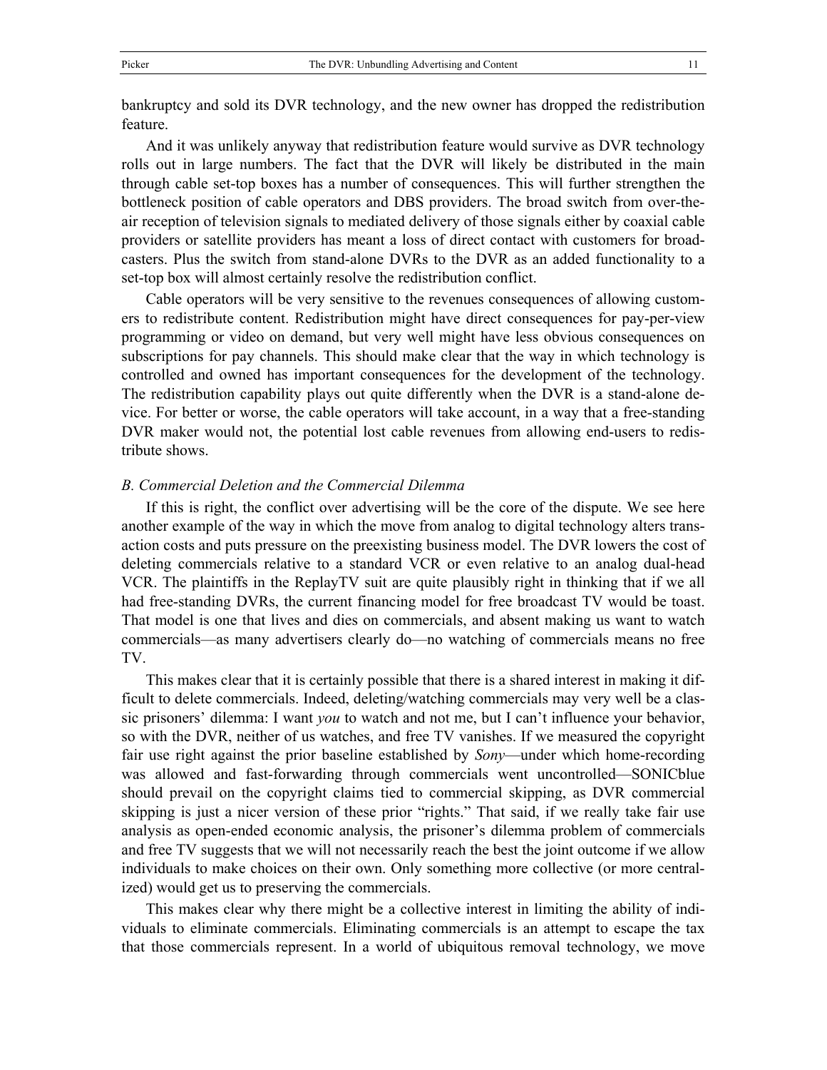bankruptcy and sold its DVR technology, and the new owner has dropped the redistribution feature.

And it was unlikely anyway that redistribution feature would survive as DVR technology rolls out in large numbers. The fact that the DVR will likely be distributed in the main through cable set-top boxes has a number of consequences. This will further strengthen the bottleneck position of cable operators and DBS providers. The broad switch from over-the-air reception of television signals to mediated delivery of those signals either by coaxial cable providers or satellite providers has meant a loss of direct contact with customers for broadcasters. Plus the switch from stand-alone DVRs to the DVR as an added functionality to a set-top box will almost certainly resolve the redistribution conflict.

Cable operators will be very sensitive to the revenues consequences of allowing customers to redistribute content. Redistribution might have direct consequences for pay-per-view programming or video on demand, but very well might have less obvious consequences on subscriptions for pay channels. This should make clear that the way in which technology is controlled and owned has important consequences for the development of the technology. The redistribution capability plays out quite differently when the DVR is a stand-alone device. For better or worse, the cable operators will take account, in a way that a free-standing DVR maker would not, the potential lost cable revenues from allowing end-users to redistribute shows.

### *B. Commercial Deletion and the Commercial Dilemma*

If this is right, the conflict over advertising will be the core of the dispute. We see here another example of the way in which the move from analog to digital technology alters transaction costs and puts pressure on the preexisting business model. The DVR lowers the cost of deleting commercials relative to a standard VCR or even relative to an analog dual-head VCR. The plaintiffs in the ReplayTV suit are quite plausibly right in thinking that if we all had free-standing DVRs, the current financing model for free broadcast TV would be toast. That model is one that lives and dies on commercials, and absent making us want to watch commercials—as many advertisers clearly do—no watching of commercials means no free TV.

This makes clear that it is certainly possible that there is a shared interest in making it difficult to delete commercials. Indeed, deleting/watching commercials may very well be a classic prisoners' dilemma: I want *you* to watch and not me, but I can't influence your behavior, so with the DVR, neither of us watches, and free TV vanishes. If we measured the copyright fair use right against the prior baseline established by *Sony*—under which home-recording was allowed and fast-forwarding through commercials went uncontrolled—SONICblue should prevail on the copyright claims tied to commercial skipping, as DVR commercial skipping is just a nicer version of these prior "rights." That said, if we really take fair use analysis as open-ended economic analysis, the prisoner's dilemma problem of commercials and free TV suggests that we will not necessarily reach the best the joint outcome if we allow individuals to make choices on their own. Only something more collective (or more centralized) would get us to preserving the commercials.

This makes clear why there might be a collective interest in limiting the ability of individuals to eliminate commercials. Eliminating commercials is an attempt to escape the tax that those commercials represent. In a world of ubiquitous removal technology, we move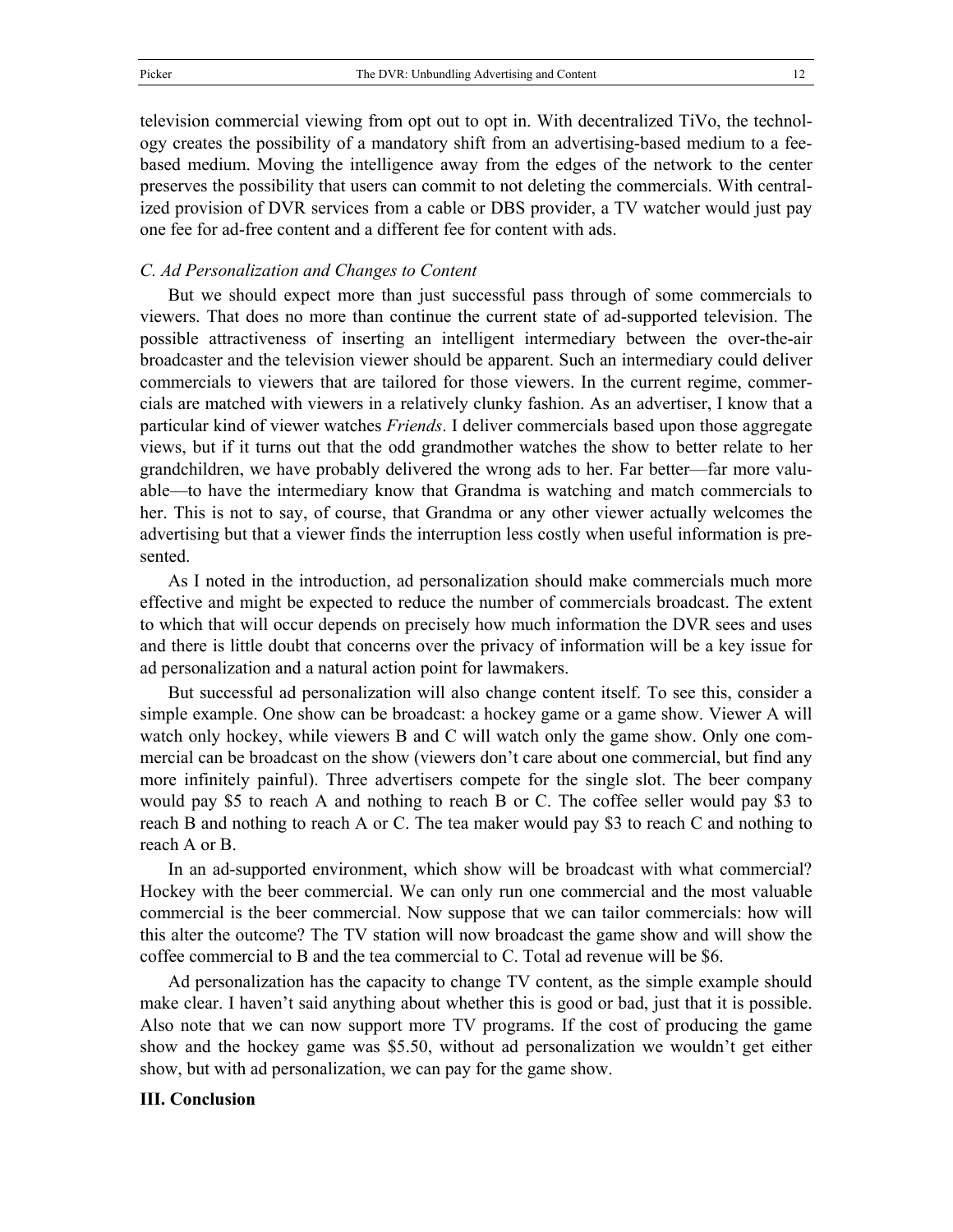television commercial viewing from opt out to opt in. With decentralized TiVo, the technology creates the possibility of a mandatory shift from an advertising-based medium to a fee-based medium. Moving the intelligence away from the edges of the network to the center preserves the possibility that users can commit to not deleting the commercials. With centralized provision of DVR services from a cable or DBS provider, a TV watcher would just pay one fee for ad-free content and a different fee for content with ads.

### *C. Ad Personalization and Changes to Content*

But we should expect more than just successful pass through of some commercials to viewers. That does no more than continue the current state of ad-supported television. The possible attractiveness of inserting an intelligent intermediary between the over-the-air broadcaster and the television viewer should be apparent. Such an intermediary could deliver commercials to viewers that are tailored for those viewers. In the current regime, commercials are matched with viewers in a relatively clunky fashion. As an advertiser, I know that a particular kind of viewer watches *Friends*. I deliver commercials based upon those aggregate views, but if it turns out that the odd grandmother watches the show to better relate to her grandchildren, we have probably delivered the wrong ads to her. Far better—far more valuable—to have the intermediary know that Grandma is watching and match commercials to her. This is not to say, of course, that Grandma or any other viewer actually welcomes the advertising but that a viewer finds the interruption less costly when useful information is presented.

As I noted in the introduction, ad personalization should make commercials much more effective and might be expected to reduce the number of commercials broadcast. The extent to which that will occur depends on precisely how much information the DVR sees and uses and there is little doubt that concerns over the privacy of information will be a key issue for ad personalization and a natural action point for lawmakers.

But successful ad personalization will also change content itself. To see this, consider a simple example. One show can be broadcast: a hockey game or a game show. Viewer A will watch only hockey, while viewers B and C will watch only the game show. Only one commercial can be broadcast on the show (viewers don't care about one commercial, but find any more infinitely painful). Three advertisers compete for the single slot. The beer company would pay $5 to reach A and nothing to reach B or C. The coffee seller would pay $3 to reach B and nothing to reach A or C. The tea maker would pay $3 to reach C and nothing to reach A or B.

In an ad-supported environment, which show will be broadcast with what commercial? Hockey with the beer commercial. We can only run one commercial and the most valuable commercial is the beer commercial. Now suppose that we can tailor commercials: how will this alter the outcome? The TV station will now broadcast the game show and will show the coffee commercial to B and the tea commercial to C. Total ad revenue will be $6.

Ad personalization has the capacity to change TV content, as the simple example should make clear. I haven't said anything about whether this is good or bad, just that it is possible. Also note that we can now support more TV programs. If the cost of producing the game show and the hockey game was $5.50, without ad personalization we wouldn't get either show, but with ad personalization, we can pay for the game show.

## III. Conclusion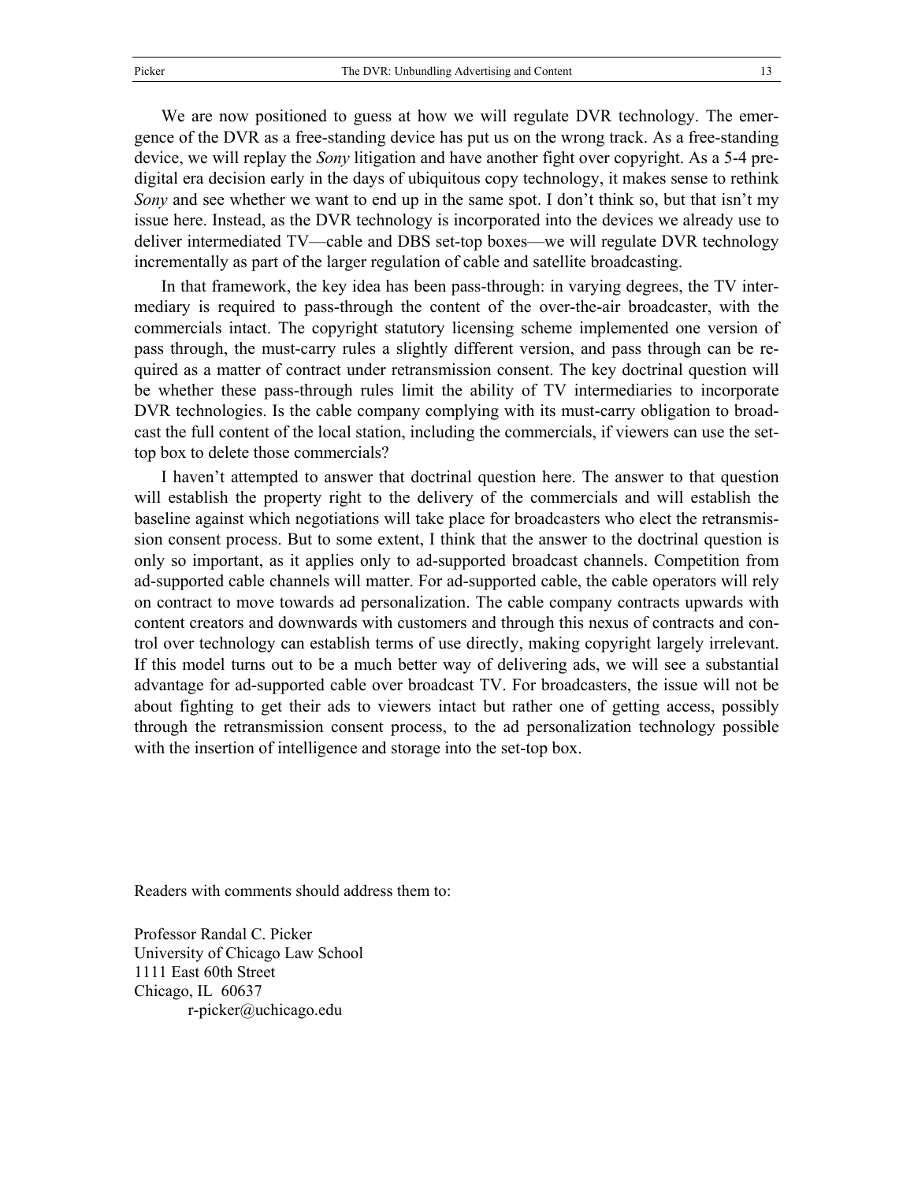We are now positioned to guess at how we will regulate DVR technology. The emergence of the DVR as a free-standing device has put us on the wrong track. As a free-standing device, we will replay the *Sony* litigation and have another fight over copyright. As a 5-4 pre-digital era decision early in the days of ubiquitous copy technology, it makes sense to rethink *Sony* and see whether we want to end up in the same spot. I don't think so, but that isn't my issue here. Instead, as the DVR technology is incorporated into the devices we already use to deliver intermediated TV—cable and DBS set-top boxes—we will regulate DVR technology incrementally as part of the larger regulation of cable and satellite broadcasting.

In that framework, the key idea has been pass-through: in varying degrees, the TV intermediary is required to pass-through the content of the over-the-air broadcaster, with the commercials intact. The copyright statutory licensing scheme implemented one version of pass through, the must-carry rules a slightly different version, and pass through can be required as a matter of contract under retransmission consent. The key doctrinal question will be whether these pass-through rules limit the ability of TV intermediaries to incorporate DVR technologies. Is the cable company complying with its must-carry obligation to broadcast the full content of the local station, including the commercials, if viewers can use the set-top box to delete those commercials?

I haven't attempted to answer that doctrinal question here. The answer to that question will establish the property right to the delivery of the commercials and will establish the baseline against which negotiations will take place for broadcasters who elect the retransmission consent process. But to some extent, I think that the answer to the doctrinal question is only so important, as it applies only to ad-supported broadcast channels. Competition from ad-supported cable channels will matter. For ad-supported cable, the cable operators will rely on contract to move towards ad personalization. The cable company contracts upwards with content creators and downwards with customers and through this nexus of contracts and control over technology can establish terms of use directly, making copyright largely irrelevant. If this model turns out to be a much better way of delivering ads, we will see a substantial advantage for ad-supported cable over broadcast TV. For broadcasters, the issue will not be about fighting to get their ads to viewers intact but rather one of getting access, possibly through the retransmission consent process, to the ad personalization technology possible with the insertion of intelligence and storage into the set-top box.

Readers with comments should address them to:

Professor Randal C. Picker
University of Chicago Law School
1111 East 60th Street
Chicago, IL 60637
r-picker@uchicago.edu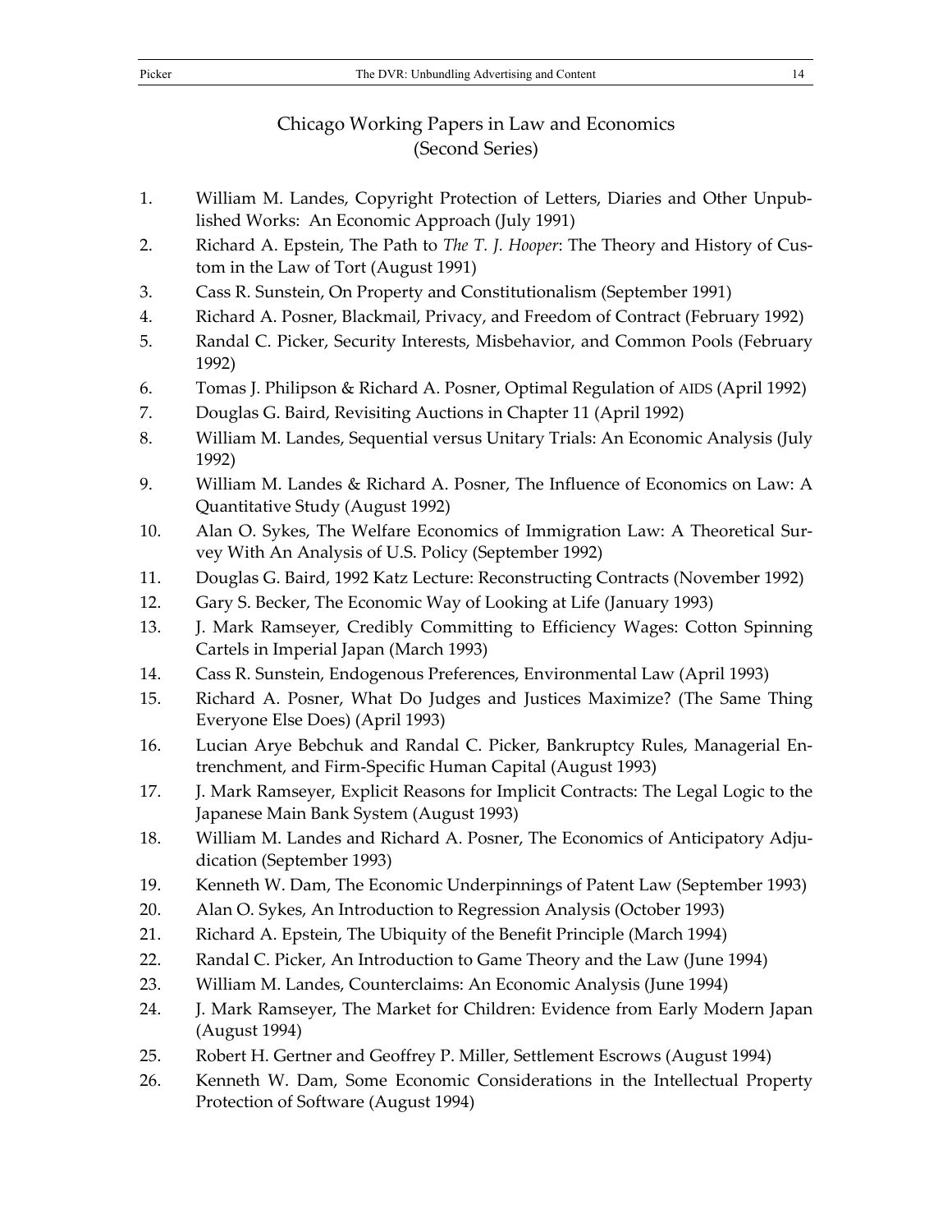# Chicago Working Papers in Law and Economics (Second Series)

1. William M. Landes, Copyright Protection of Letters, Diaries and Other Unpublished Works: An Economic Approach (July 1991)
2. Richard A. Epstein, The Path to *The T. J. Hooper*: The Theory and History of Custom in the Law of Tort (August 1991)
3. Cass R. Sunstein, On Property and Constitutionalism (September 1991)
4. Richard A. Posner, Blackmail, Privacy, and Freedom of Contract (February 1992)
5. Randal C. Picker, Security Interests, Misbehavior, and Common Pools (February 1992)
6. Tomas J. Philipson & Richard A. Posner, Optimal Regulation of AIDS (April 1992)
7. Douglas G. Baird, Revisiting Auctions in Chapter 11 (April 1992)
8. William M. Landes, Sequential versus Unitary Trials: An Economic Analysis (July 1992)
9. William M. Landes & Richard A. Posner, The Influence of Economics on Law: A Quantitative Study (August 1992)
10. Alan O. Sykes, The Welfare Economics of Immigration Law: A Theoretical Survey With An Analysis of U.S. Policy (September 1992)
11. Douglas G. Baird, 1992 Katz Lecture: Reconstructing Contracts (November 1992)
12. Gary S. Becker, The Economic Way of Looking at Life (January 1993)
13. J. Mark Ramseyer, Credibly Committing to Efficiency Wages: Cotton Spinning Cartels in Imperial Japan (March 1993)
14. Cass R. Sunstein, Endogenous Preferences, Environmental Law (April 1993)
15. Richard A. Posner, What Do Judges and Justices Maximize? (The Same Thing Everyone Else Does) (April 1993)
16. Lucian Arye Bebchuk and Randal C. Picker, Bankruptcy Rules, Managerial Entrenchment, and Firm-Specific Human Capital (August 1993)
17. J. Mark Ramseyer, Explicit Reasons for Implicit Contracts: The Legal Logic to the Japanese Main Bank System (August 1993)
18. William M. Landes and Richard A. Posner, The Economics of Anticipatory Adjudication (September 1993)
19. Kenneth W. Dam, The Economic Underpinnings of Patent Law (September 1993)
20. Alan O. Sykes, An Introduction to Regression Analysis (October 1993)
21. Richard A. Epstein, The Ubiquity of the Benefit Principle (March 1994)
22. Randal C. Picker, An Introduction to Game Theory and the Law (June 1994)
23. William M. Landes, Counterclaims: An Economic Analysis (June 1994)
24. J. Mark Ramseyer, The Market for Children: Evidence from Early Modern Japan (August 1994)
25. Robert H. Gertner and Geoffrey P. Miller, Settlement Escrows (August 1994)
26. Kenneth W. Dam, Some Economic Considerations in the Intellectual Property Protection of Software (August 1994)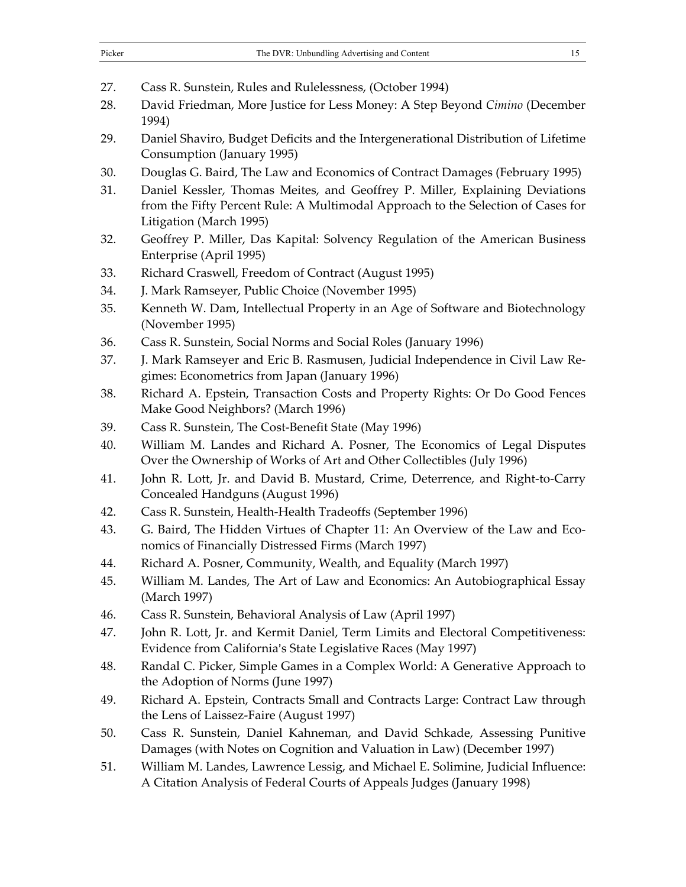27. Cass R. Sunstein, Rules and Rulelessness, (October 1994)
28. David Friedman, More Justice for Less Money: A Step Beyond *Cimino* (December 1994)
29. Daniel Shaviro, Budget Deficits and the Intergenerational Distribution of Lifetime Consumption (January 1995)
30. Douglas G. Baird, The Law and Economics of Contract Damages (February 1995)
31. Daniel Kessler, Thomas Meites, and Geoffrey P. Miller, Explaining Deviations from the Fifty Percent Rule: A Multimodal Approach to the Selection of Cases for Litigation (March 1995)
32. Geoffrey P. Miller, Das Kapital: Solvency Regulation of the American Business Enterprise (April 1995)
33. Richard Craswell, Freedom of Contract (August 1995)
34. J. Mark Ramseyer, Public Choice (November 1995)
35. Kenneth W. Dam, Intellectual Property in an Age of Software and Biotechnology (November 1995)
36. Cass R. Sunstein, Social Norms and Social Roles (January 1996)
37. J. Mark Ramseyer and Eric B. Rasmusen, Judicial Independence in Civil Law Regimes: Econometrics from Japan (January 1996)
38. Richard A. Epstein, Transaction Costs and Property Rights: Or Do Good Fences Make Good Neighbors? (March 1996)
39. Cass R. Sunstein, The Cost-Benefit State (May 1996)
40. William M. Landes and Richard A. Posner, The Economics of Legal Disputes Over the Ownership of Works of Art and Other Collectibles (July 1996)
41. John R. Lott, Jr. and David B. Mustard, Crime, Deterrence, and Right-to-Carry Concealed Handguns (August 1996)
42. Cass R. Sunstein, Health-Health Tradeoffs (September 1996)
43. G. Baird, The Hidden Virtues of Chapter 11: An Overview of the Law and Economics of Financially Distressed Firms (March 1997)
44. Richard A. Posner, Community, Wealth, and Equality (March 1997)
45. William M. Landes, The Art of Law and Economics: An Autobiographical Essay (March 1997)
46. Cass R. Sunstein, Behavioral Analysis of Law (April 1997)
47. John R. Lott, Jr. and Kermit Daniel, Term Limits and Electoral Competitiveness: Evidence from California's State Legislative Races (May 1997)
48. Randal C. Picker, Simple Games in a Complex World: A Generative Approach to the Adoption of Norms (June 1997)
49. Richard A. Epstein, Contracts Small and Contracts Large: Contract Law through the Lens of Laissez-Faire (August 1997)
50. Cass R. Sunstein, Daniel Kahneman, and David Schkade, Assessing Punitive Damages (with Notes on Cognition and Valuation in Law) (December 1997)
51. William M. Landes, Lawrence Lessig, and Michael E. Solimine, Judicial Influence: A Citation Analysis of Federal Courts of Appeals Judges (January 1998)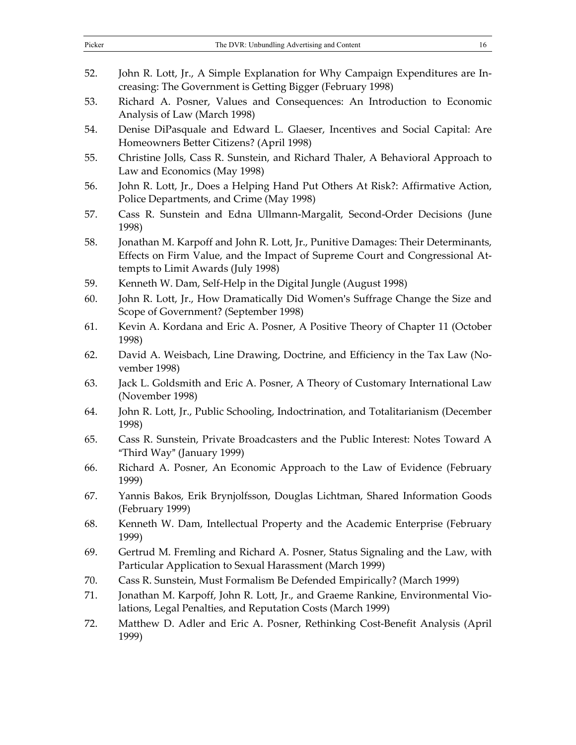52. John R. Lott, Jr., A Simple Explanation for Why Campaign Expenditures are Increasing: The Government is Getting Bigger (February 1998)
53. Richard A. Posner, Values and Consequences: An Introduction to Economic Analysis of Law (March 1998)
54. Denise DiPasquale and Edward L. Glaeser, Incentives and Social Capital: Are Homeowners Better Citizens? (April 1998)
55. Christine Jolls, Cass R. Sunstein, and Richard Thaler, A Behavioral Approach to Law and Economics (May 1998)
56. John R. Lott, Jr., Does a Helping Hand Put Others At Risk?: Affirmative Action, Police Departments, and Crime (May 1998)
57. Cass R. Sunstein and Edna Ullmann-Margalit, Second-Order Decisions (June 1998)
58. Jonathan M. Karpoff and John R. Lott, Jr., Punitive Damages: Their Determinants, Effects on Firm Value, and the Impact of Supreme Court and Congressional Attempts to Limit Awards (July 1998)
59. Kenneth W. Dam, Self-Help in the Digital Jungle (August 1998)
60. John R. Lott, Jr., How Dramatically Did Women's Suffrage Change the Size and Scope of Government? (September 1998)
61. Kevin A. Kordana and Eric A. Posner, A Positive Theory of Chapter 11 (October 1998)
62. David A. Weisbach, Line Drawing, Doctrine, and Efficiency in the Tax Law (November 1998)
63. Jack L. Goldsmith and Eric A. Posner, A Theory of Customary International Law (November 1998)
64. John R. Lott, Jr., Public Schooling, Indoctrination, and Totalitarianism (December 1998)
65. Cass R. Sunstein, Private Broadcasters and the Public Interest: Notes Toward A "Third Way" (January 1999)
66. Richard A. Posner, An Economic Approach to the Law of Evidence (February 1999)
67. Yannis Bakos, Erik Brynjolfsson, Douglas Lichtman, Shared Information Goods (February 1999)
68. Kenneth W. Dam, Intellectual Property and the Academic Enterprise (February 1999)
69. Gertrud M. Fremling and Richard A. Posner, Status Signaling and the Law, with Particular Application to Sexual Harassment (March 1999)
70. Cass R. Sunstein, Must Formalism Be Defended Empirically? (March 1999)
71. Jonathan M. Karpoff, John R. Lott, Jr., and Graeme Rankine, Environmental Violations, Legal Penalties, and Reputation Costs (March 1999)
72. Matthew D. Adler and Eric A. Posner, Rethinking Cost-Benefit Analysis (April 1999)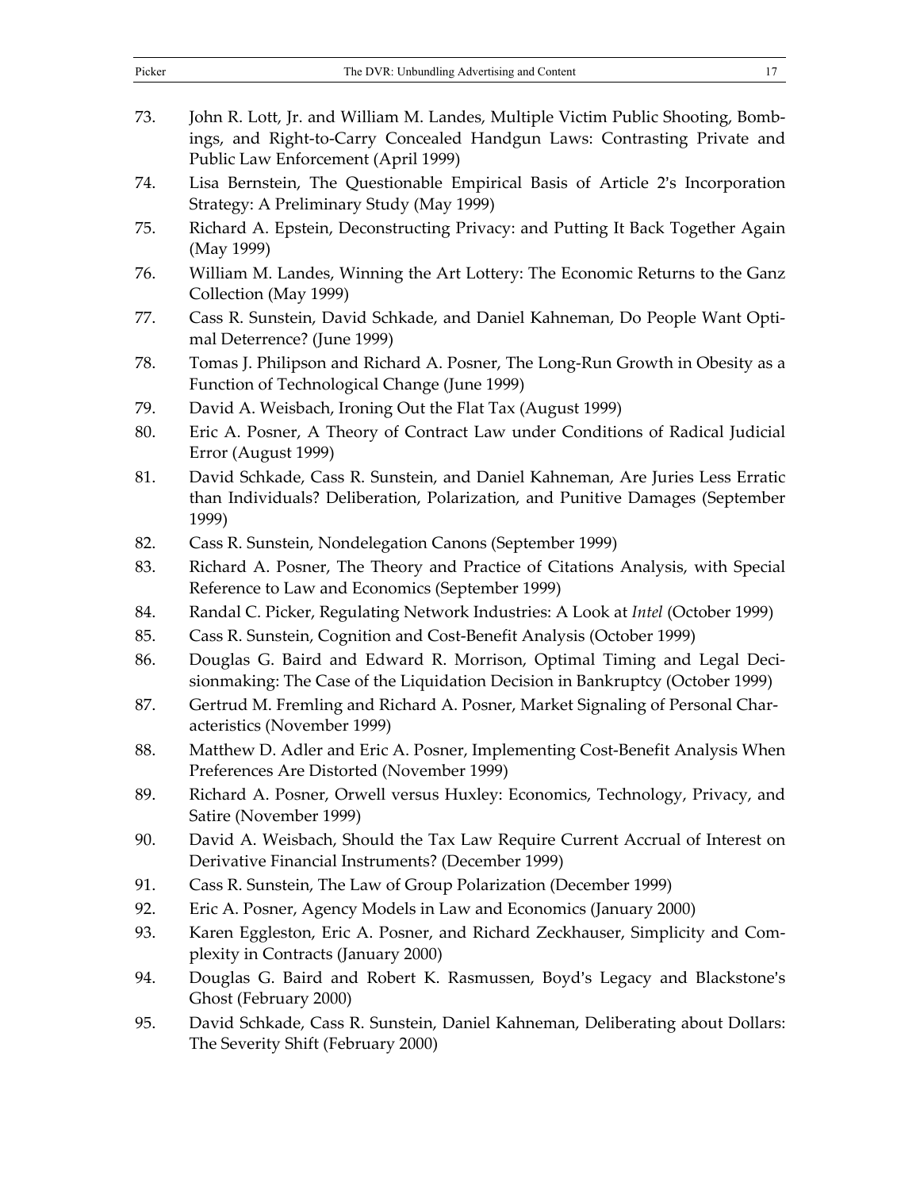73. John R. Lott, Jr. and William M. Landes, Multiple Victim Public Shooting, Bombings, and Right-to-Carry Concealed Handgun Laws: Contrasting Private and Public Law Enforcement (April 1999)
74. Lisa Bernstein, The Questionable Empirical Basis of Article 2's Incorporation Strategy: A Preliminary Study (May 1999)
75. Richard A. Epstein, Deconstructing Privacy: and Putting It Back Together Again (May 1999)
76. William M. Landes, Winning the Art Lottery: The Economic Returns to the Ganz Collection (May 1999)
77. Cass R. Sunstein, David Schkade, and Daniel Kahneman, Do People Want Optimal Deterrence? (June 1999)
78. Tomas J. Philipson and Richard A. Posner, The Long-Run Growth in Obesity as a Function of Technological Change (June 1999)
79. David A. Weisbach, Ironing Out the Flat Tax (August 1999)
80. Eric A. Posner, A Theory of Contract Law under Conditions of Radical Judicial Error (August 1999)
81. David Schkade, Cass R. Sunstein, and Daniel Kahneman, Are Juries Less Erratic than Individuals? Deliberation, Polarization, and Punitive Damages (September 1999)
82. Cass R. Sunstein, Nondelegation Canons (September 1999)
83. Richard A. Posner, The Theory and Practice of Citations Analysis, with Special Reference to Law and Economics (September 1999)
84. Randal C. Picker, Regulating Network Industries: A Look at *Intel* (October 1999)
85. Cass R. Sunstein, Cognition and Cost-Benefit Analysis (October 1999)
86. Douglas G. Baird and Edward R. Morrison, Optimal Timing and Legal Decisionmaking: The Case of the Liquidation Decision in Bankruptcy (October 1999)
87. Gertrud M. Fremling and Richard A. Posner, Market Signaling of Personal Characteristics (November 1999)
88. Matthew D. Adler and Eric A. Posner, Implementing Cost-Benefit Analysis When Preferences Are Distorted (November 1999)
89. Richard A. Posner, Orwell versus Huxley: Economics, Technology, Privacy, and Satire (November 1999)
90. David A. Weisbach, Should the Tax Law Require Current Accrual of Interest on Derivative Financial Instruments? (December 1999)
91. Cass R. Sunstein, The Law of Group Polarization (December 1999)
92. Eric A. Posner, Agency Models in Law and Economics (January 2000)
93. Karen Eggleston, Eric A. Posner, and Richard Zeckhauser, Simplicity and Complexity in Contracts (January 2000)
94. Douglas G. Baird and Robert K. Rasmussen, Boyd's Legacy and Blackstone's Ghost (February 2000)
95. David Schkade, Cass R. Sunstein, Daniel Kahneman, Deliberating about Dollars: The Severity Shift (February 2000)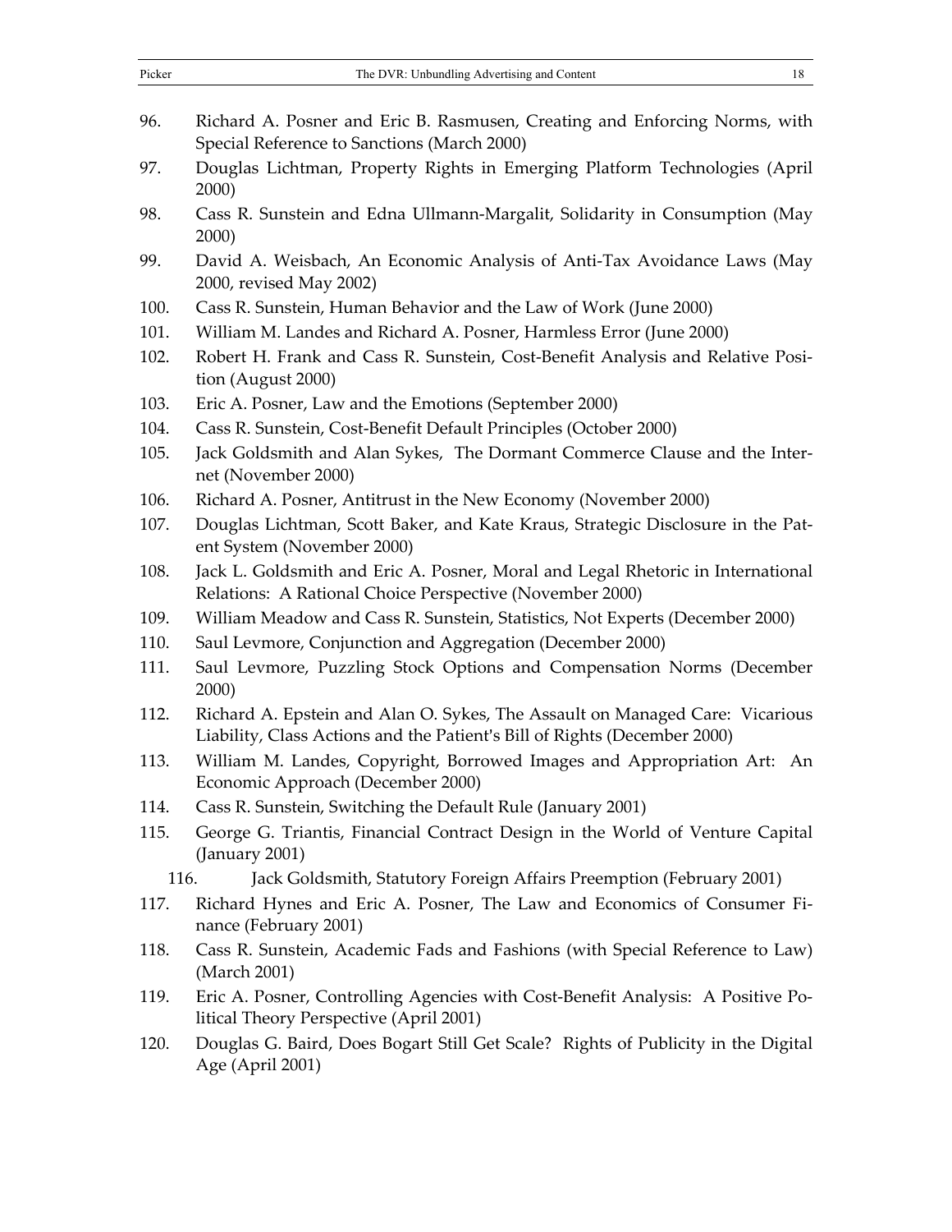96. Richard A. Posner and Eric B. Rasmusen, Creating and Enforcing Norms, with Special Reference to Sanctions (March 2000)
97. Douglas Lichtman, Property Rights in Emerging Platform Technologies (April 2000)
98. Cass R. Sunstein and Edna Ullmann-Margalit, Solidarity in Consumption (May 2000)
99. David A. Weisbach, An Economic Analysis of Anti-Tax Avoidance Laws (May 2000, revised May 2002)
100. Cass R. Sunstein, Human Behavior and the Law of Work (June 2000)
101. William M. Landes and Richard A. Posner, Harmless Error (June 2000)
102. Robert H. Frank and Cass R. Sunstein, Cost-Benefit Analysis and Relative Position (August 2000)
103. Eric A. Posner, Law and the Emotions (September 2000)
104. Cass R. Sunstein, Cost-Benefit Default Principles (October 2000)
105. Jack Goldsmith and Alan Sykes, The Dormant Commerce Clause and the Internet (November 2000)
106. Richard A. Posner, Antitrust in the New Economy (November 2000)
107. Douglas Lichtman, Scott Baker, and Kate Kraus, Strategic Disclosure in the Patent System (November 2000)
108. Jack L. Goldsmith and Eric A. Posner, Moral and Legal Rhetoric in International Relations: A Rational Choice Perspective (November 2000)
109. William Meadow and Cass R. Sunstein, Statistics, Not Experts (December 2000)
110. Saul Levmore, Conjunction and Aggregation (December 2000)
111. Saul Levmore, Puzzling Stock Options and Compensation Norms (December 2000)
112. Richard A. Epstein and Alan O. Sykes, The Assault on Managed Care: Vicarious Liability, Class Actions and the Patient's Bill of Rights (December 2000)
113. William M. Landes, Copyright, Borrowed Images and Appropriation Art: An Economic Approach (December 2000)
114. Cass R. Sunstein, Switching the Default Rule (January 2001)
115. George G. Triantis, Financial Contract Design in the World of Venture Capital (January 2001)
116. Jack Goldsmith, Statutory Foreign Affairs Preemption (February 2001)
117. Richard Hynes and Eric A. Posner, The Law and Economics of Consumer Finance (February 2001)
118. Cass R. Sunstein, Academic Fads and Fashions (with Special Reference to Law) (March 2001)
119. Eric A. Posner, Controlling Agencies with Cost-Benefit Analysis: A Positive Political Theory Perspective (April 2001)
120. Douglas G. Baird, Does Bogart Still Get Scale? Rights of Publicity in the Digital Age (April 2001)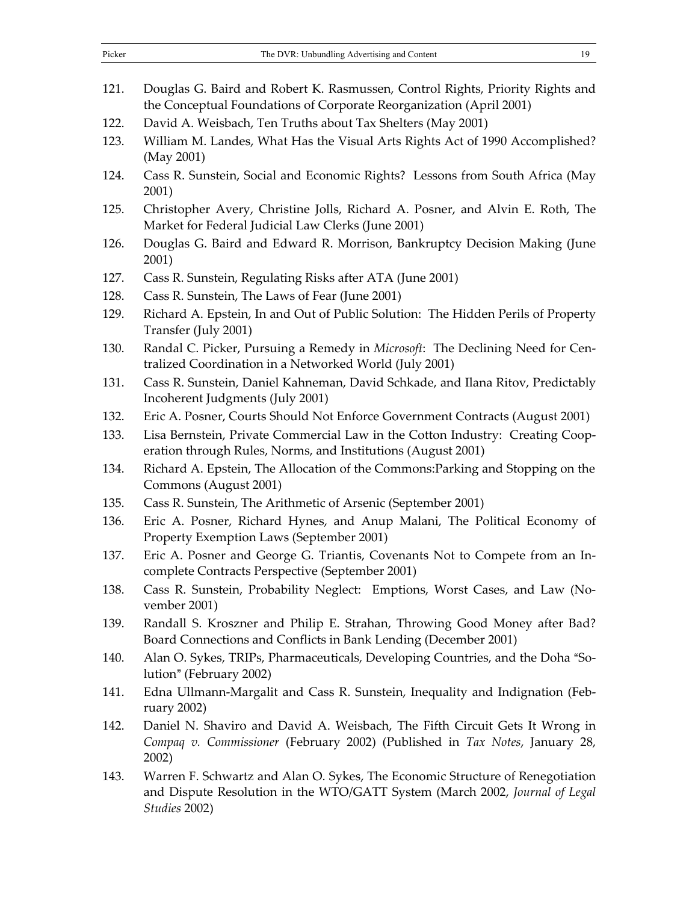121. Douglas G. Baird and Robert K. Rasmussen, Control Rights, Priority Rights and the Conceptual Foundations of Corporate Reorganization (April 2001)
122. David A. Weisbach, Ten Truths about Tax Shelters (May 2001)
123. William M. Landes, What Has the Visual Arts Rights Act of 1990 Accomplished? (May 2001)
124. Cass R. Sunstein, Social and Economic Rights? Lessons from South Africa (May 2001)
125. Christopher Avery, Christine Jolls, Richard A. Posner, and Alvin E. Roth, The Market for Federal Judicial Law Clerks (June 2001)
126. Douglas G. Baird and Edward R. Morrison, Bankruptcy Decision Making (June 2001)
127. Cass R. Sunstein, Regulating Risks after ATA (June 2001)
128. Cass R. Sunstein, The Laws of Fear (June 2001)
129. Richard A. Epstein, In and Out of Public Solution: The Hidden Perils of Property Transfer (July 2001)
130. Randal C. Picker, Pursuing a Remedy in *Microsoft*: The Declining Need for Centralized Coordination in a Networked World (July 2001)
131. Cass R. Sunstein, Daniel Kahneman, David Schkade, and Ilana Ritov, Predictably Incoherent Judgments (July 2001)
132. Eric A. Posner, Courts Should Not Enforce Government Contracts (August 2001)
133. Lisa Bernstein, Private Commercial Law in the Cotton Industry: Creating Cooperation through Rules, Norms, and Institutions (August 2001)
134. Richard A. Epstein, The Allocation of the Commons:Parking and Stopping on the Commons (August 2001)
135. Cass R. Sunstein, The Arithmetic of Arsenic (September 2001)
136. Eric A. Posner, Richard Hynes, and Anup Malani, The Political Economy of Property Exemption Laws (September 2001)
137. Eric A. Posner and George G. Triantis, Covenants Not to Compete from an Incomplete Contracts Perspective (September 2001)
138. Cass R. Sunstein, Probability Neglect: Emptions, Worst Cases, and Law (November 2001)
139. Randall S. Kroszner and Philip E. Strahan, Throwing Good Money after Bad? Board Connections and Conflicts in Bank Lending (December 2001)
140. Alan O. Sykes, TRIPs, Pharmaceuticals, Developing Countries, and the Doha "Solution" (February 2002)
141. Edna Ullmann-Margalit and Cass R. Sunstein, Inequality and Indignation (February 2002)
142. Daniel N. Shaviro and David A. Weisbach, The Fifth Circuit Gets It Wrong in *Compaq v. Commissioner* (February 2002) (Published in *Tax Notes*, January 28, 2002)
143. Warren F. Schwartz and Alan O. Sykes, The Economic Structure of Renegotiation and Dispute Resolution in the WTO/GATT System (March 2002, *Journal of Legal Studies* 2002)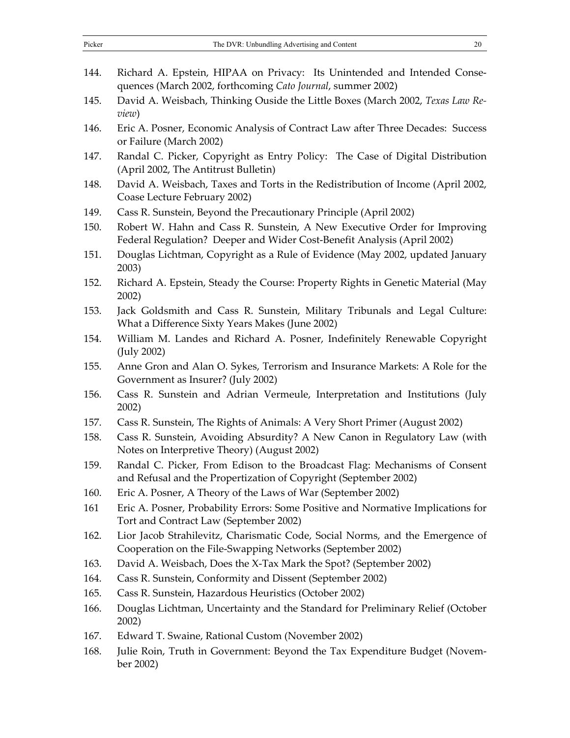144. Richard A. Epstein, HIPAA on Privacy: Its Unintended and Intended Consequences (March 2002, forthcoming *Cato Journal*, summer 2002)
145. David A. Weisbach, Thinking Ouside the Little Boxes (March 2002, *Texas Law Review*)
146. Eric A. Posner, Economic Analysis of Contract Law after Three Decades: Success or Failure (March 2002)
147. Randal C. Picker, Copyright as Entry Policy: The Case of Digital Distribution (April 2002, The Antitrust Bulletin)
148. David A. Weisbach, Taxes and Torts in the Redistribution of Income (April 2002, Coase Lecture February 2002)
149. Cass R. Sunstein, Beyond the Precautionary Principle (April 2002)
150. Robert W. Hahn and Cass R. Sunstein, A New Executive Order for Improving Federal Regulation? Deeper and Wider Cost-Benefit Analysis (April 2002)
151. Douglas Lichtman, Copyright as a Rule of Evidence (May 2002, updated January 2003)
152. Richard A. Epstein, Steady the Course: Property Rights in Genetic Material (May 2002)
153. Jack Goldsmith and Cass R. Sunstein, Military Tribunals and Legal Culture: What a Difference Sixty Years Makes (June 2002)
154. William M. Landes and Richard A. Posner, Indefinitely Renewable Copyright (July 2002)
155. Anne Gron and Alan O. Sykes, Terrorism and Insurance Markets: A Role for the Government as Insurer? (July 2002)
156. Cass R. Sunstein and Adrian Vermeule, Interpretation and Institutions (July 2002)
157. Cass R. Sunstein, The Rights of Animals: A Very Short Primer (August 2002)
158. Cass R. Sunstein, Avoiding Absurdity? A New Canon in Regulatory Law (with Notes on Interpretive Theory) (August 2002)
159. Randal C. Picker, From Edison to the Broadcast Flag: Mechanisms of Consent and Refusal and the Propertization of Copyright (September 2002)
160. Eric A. Posner, A Theory of the Laws of War (September 2002)
161 Eric A. Posner, Probability Errors: Some Positive and Normative Implications for Tort and Contract Law (September 2002)
162. Lior Jacob Strahilevitz, Charismatic Code, Social Norms, and the Emergence of Cooperation on the File-Swapping Networks (September 2002)
163. David A. Weisbach, Does the X-Tax Mark the Spot? (September 2002)
164. Cass R. Sunstein, Conformity and Dissent (September 2002)
165. Cass R. Sunstein, Hazardous Heuristics (October 2002)
166. Douglas Lichtman, Uncertainty and the Standard for Preliminary Relief (October 2002)
167. Edward T. Swaine, Rational Custom (November 2002)
168. Julie Roin, Truth in Government: Beyond the Tax Expenditure Budget (November 2002)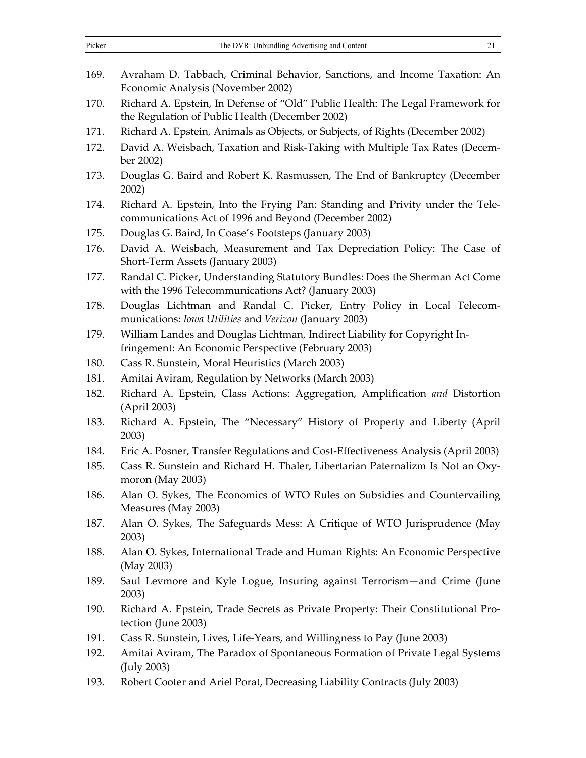169. Avraham D. Tabbach, Criminal Behavior, Sanctions, and Income Taxation: An Economic Analysis (November 2002)
170. Richard A. Epstein, In Defense of "Old" Public Health: The Legal Framework for the Regulation of Public Health (December 2002)
171. Richard A. Epstein, Animals as Objects, or Subjects, of Rights (December 2002)
172. David A. Weisbach, Taxation and Risk-Taking with Multiple Tax Rates (December 2002)
173. Douglas G. Baird and Robert K. Rasmussen, The End of Bankruptcy (December 2002)
174. Richard A. Epstein, Into the Frying Pan: Standing and Privity under the Telecommunications Act of 1996 and Beyond (December 2002)
175. Douglas G. Baird, In Coase's Footsteps (January 2003)
176. David A. Weisbach, Measurement and Tax Depreciation Policy: The Case of Short-Term Assets (January 2003)
177. Randal C. Picker, Understanding Statutory Bundles: Does the Sherman Act Come with the 1996 Telecommunications Act? (January 2003)
178. Douglas Lichtman and Randal C. Picker, Entry Policy in Local Telecommunications: *Iowa Utilities* and *Verizon* (January 2003)
179. William Landes and Douglas Lichtman, Indirect Liability for Copyright Infringement: An Economic Perspective (February 2003)
180. Cass R. Sunstein, Moral Heuristics (March 2003)
181. Amitai Aviram, Regulation by Networks (March 2003)
182. Richard A. Epstein, Class Actions: Aggregation, Amplification *and* Distortion (April 2003)
183. Richard A. Epstein, The "Necessary" History of Property and Liberty (April 2003)
184. Eric A. Posner, Transfer Regulations and Cost-Effectiveness Analysis (April 2003)
185. Cass R. Sunstein and Richard H. Thaler, Libertarian Paternalizm Is Not an Oxymoron (May 2003)
186. Alan O. Sykes, The Economics of WTO Rules on Subsidies and Countervailing Measures (May 2003)
187. Alan O. Sykes, The Safeguards Mess: A Critique of WTO Jurisprudence (May 2003)
188. Alan O. Sykes, International Trade and Human Rights: An Economic Perspective (May 2003)
189. Saul Levmore and Kyle Logue, Insuring against Terrorism—and Crime (June 2003)
190. Richard A. Epstein, Trade Secrets as Private Property: Their Constitutional Protection (June 2003)
191. Cass R. Sunstein, Lives, Life-Years, and Willingness to Pay (June 2003)
192. Amitai Aviram, The Paradox of Spontaneous Formation of Private Legal Systems (July 2003)
193. Robert Cooter and Ariel Porat, Decreasing Liability Contracts (July 2003)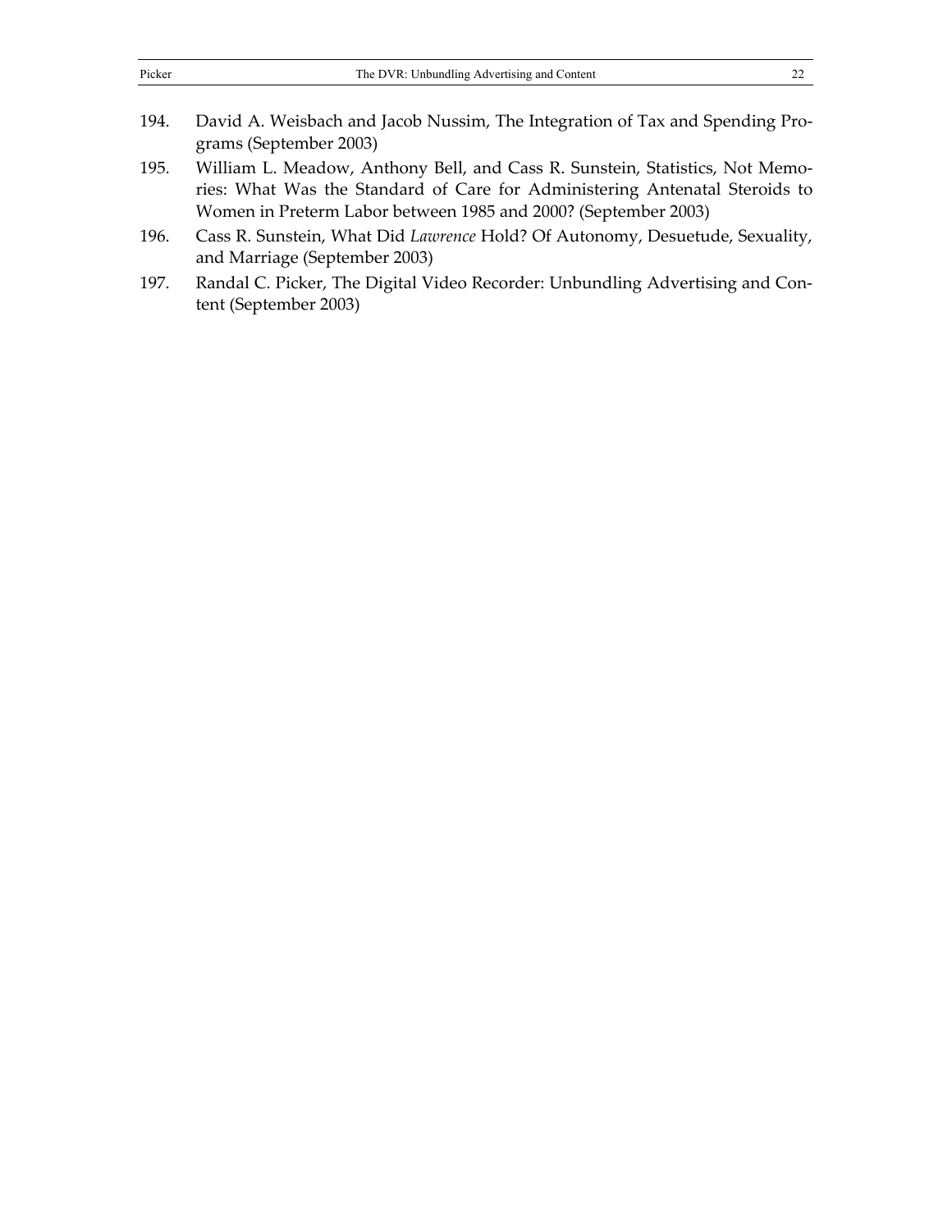194. David A. Weisbach and Jacob Nussim, The Integration of Tax and Spending Programs (September 2003)
195. William L. Meadow, Anthony Bell, and Cass R. Sunstein, Statistics, Not Memories: What Was the Standard of Care for Administering Antenatal Steroids to Women in Preterm Labor between 1985 and 2000? (September 2003)
196. Cass R. Sunstein, What Did *Lawrence* Hold? Of Autonomy, Desuetude, Sexuality, and Marriage (September 2003)
197. Randal C. Picker, The Digital Video Recorder: Unbundling Advertising and Content (September 2003)